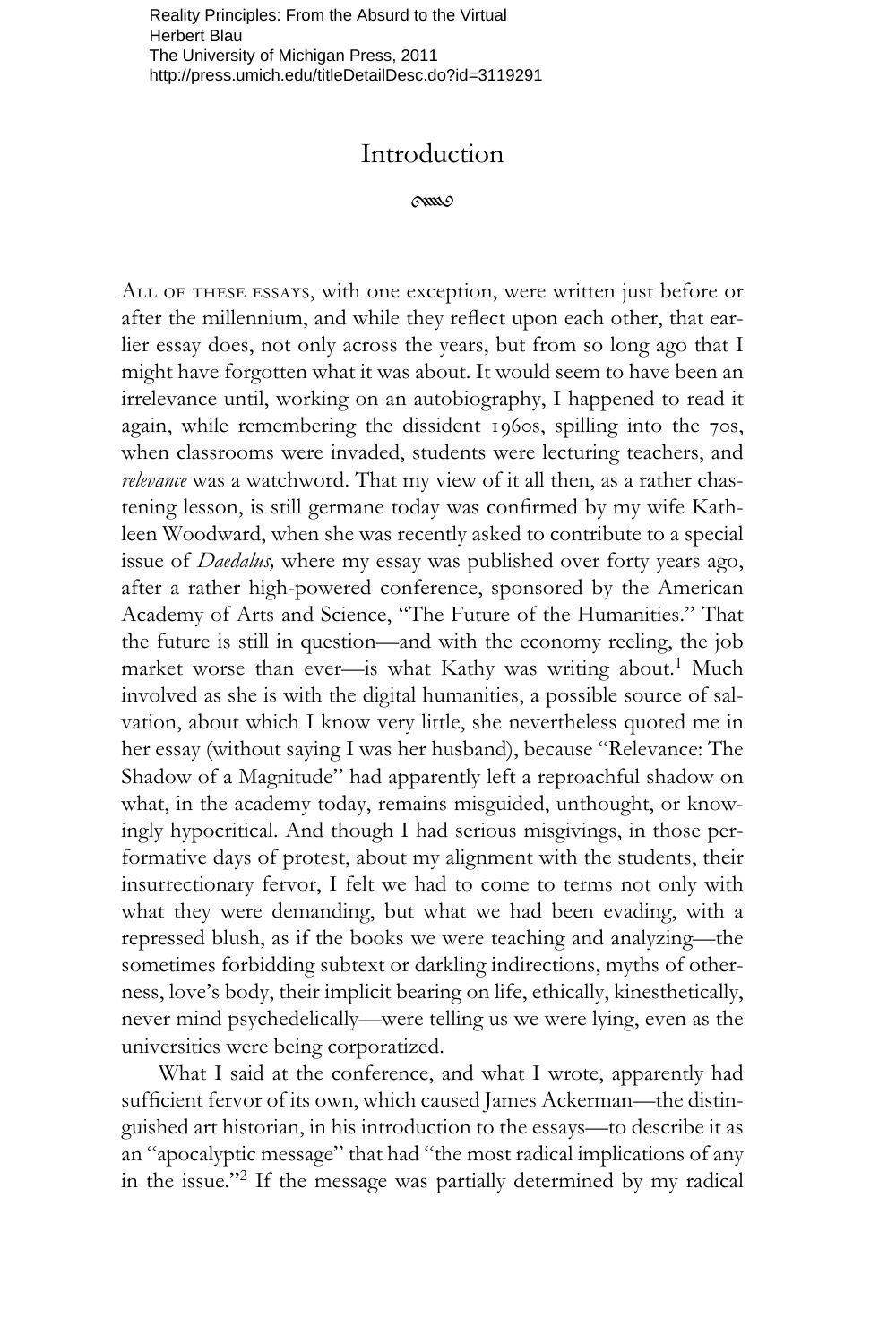Reality Principles: From the Absurd to the Virtual
Herbert Blau
The University of Michigan Press, 2011
http://press.umich.edu/titleDetailDesc.do?id=3119291

# Introduction

All of these essays, with one exception, were written just before or after the millennium, and while they reflect upon each other, that earlier essay does, not only across the years, but from so long ago that I might have forgotten what it was about. It would seem to have been an irrelevance until, working on an autobiography, I happened to read it again, while remembering the dissident 1960s, spilling into the 70s, when classrooms were invaded, students were lecturing teachers, and *relevance* was a watchword. That my view of it all then, as a rather chastening lesson, is still germane today was confirmed by my wife Kathleen Woodward, when she was recently asked to contribute to a special issue of *Daedalus,* where my essay was published over forty years ago, after a rather high-powered conference, sponsored by the American Academy of Arts and Science, "The Future of the Humanities." That the future is still in question—and with the economy reeling, the job market worse than ever—is what Kathy was writing about.[1] Much involved as she is with the digital humanities, a possible source of salvation, about which I know very little, she nevertheless quoted me in her essay (without saying I was her husband), because "Relevance: The Shadow of a Magnitude" had apparently left a reproachful shadow on what, in the academy today, remains misguided, unthought, or knowingly hypocritical. And though I had serious misgivings, in those performative days of protest, about my alignment with the students, their insurrectionary fervor, I felt we had to come to terms not only with what they were demanding, but what we had been evading, with a repressed blush, as if the books we were teaching and analyzing—the sometimes forbidding subtext or darkling indirections, myths of otherness, love's body, their implicit bearing on life, ethically, kinesthetically, never mind psychedelically—were telling us we were lying, even as the universities were being corporatized.

What I said at the conference, and what I wrote, apparently had sufficient fervor of its own, which caused James Ackerman—the distinguished art historian, in his introduction to the essays—to describe it as an "apocalyptic message" that had "the most radical implications of any in the issue."[2] If the message was partially determined by my radical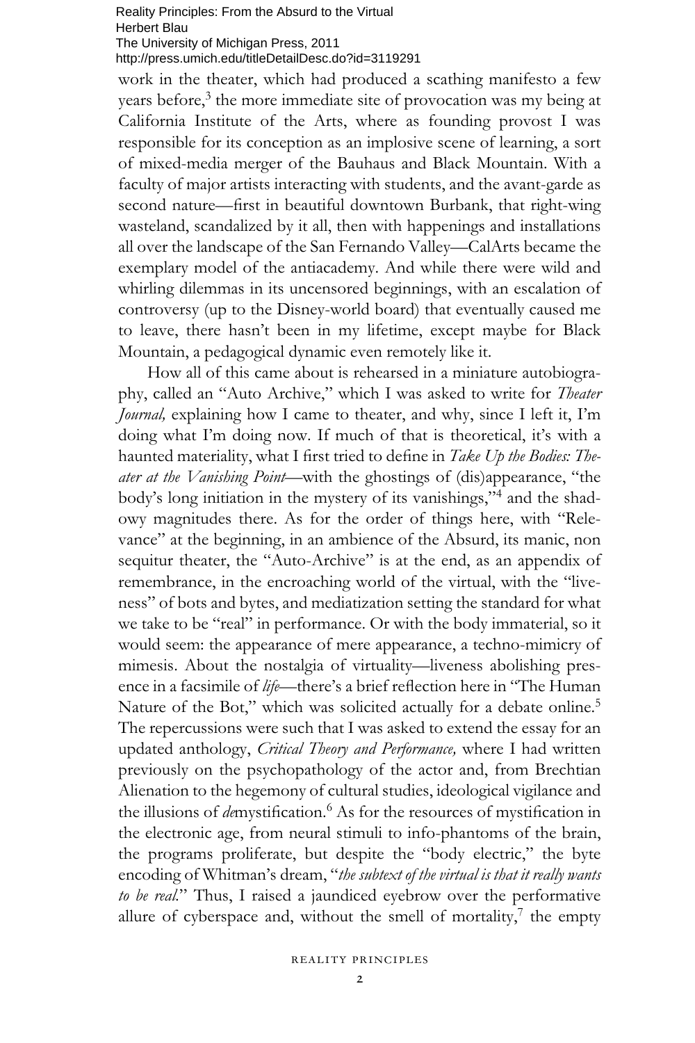work in the theater, which had produced a scathing manifesto a few years before,[3] the more immediate site of provocation was my being at California Institute of the Arts, where as founding provost I was responsible for its conception as an implosive scene of learning, a sort of mixed-media merger of the Bauhaus and Black Mountain. With a faculty of major artists interacting with students, and the avant-garde as second nature—first in beautiful downtown Burbank, that right-wing wasteland, scandalized by it all, then with happenings and installations all over the landscape of the San Fernando Valley—CalArts became the exemplary model of the antiacademy. And while there were wild and whirling dilemmas in its uncensored beginnings, with an escalation of controversy (up to the Disney-world board) that eventually caused me to leave, there hasn't been in my lifetime, except maybe for Black Mountain, a pedagogical dynamic even remotely like it.

How all of this came about is rehearsed in a miniature autobiography, called an "Auto Archive," which I was asked to write for *Theater Journal,* explaining how I came to theater, and why, since I left it, I'm doing what I'm doing now. If much of that is theoretical, it's with a haunted materiality, what I first tried to define in *Take Up the Bodies: Theater at the Vanishing Point*—with the ghostings of (dis)appearance, "the body's long initiation in the mystery of its vanishings,"[4] and the shadowy magnitudes there. As for the order of things here, with "Relevance" at the beginning, in an ambience of the Absurd, its manic, non sequitur theater, the "Auto-Archive" is at the end, as an appendix of remembrance, in the encroaching world of the virtual, with the "liveness" of bots and bytes, and mediatization setting the standard for what we take to be "real" in performance. Or with the body immaterial, so it would seem: the appearance of mere appearance, a techno-mimicry of mimesis. About the nostalgia of virtuality—liveness abolishing presence in a facsimile of *life*—there's a brief reflection here in "The Human Nature of the Bot," which was solicited actually for a debate online.[5] The repercussions were such that I was asked to extend the essay for an updated anthology, *Critical Theory and Performance,* where I had written previously on the psychopathology of the actor and, from Brechtian Alienation to the hegemony of cultural studies, ideological vigilance and the illusions of *de*mystification.[6] As for the resources of mystification in the electronic age, from neural stimuli to info-phantoms of the brain, the programs proliferate, but despite the "body electric," the byte encoding of Whitman's dream, "*the subtext of the virtual is that it really wants to be real.*" Thus, I raised a jaundiced eyebrow over the performative allure of cyberspace and, without the smell of mortality,[7] the empty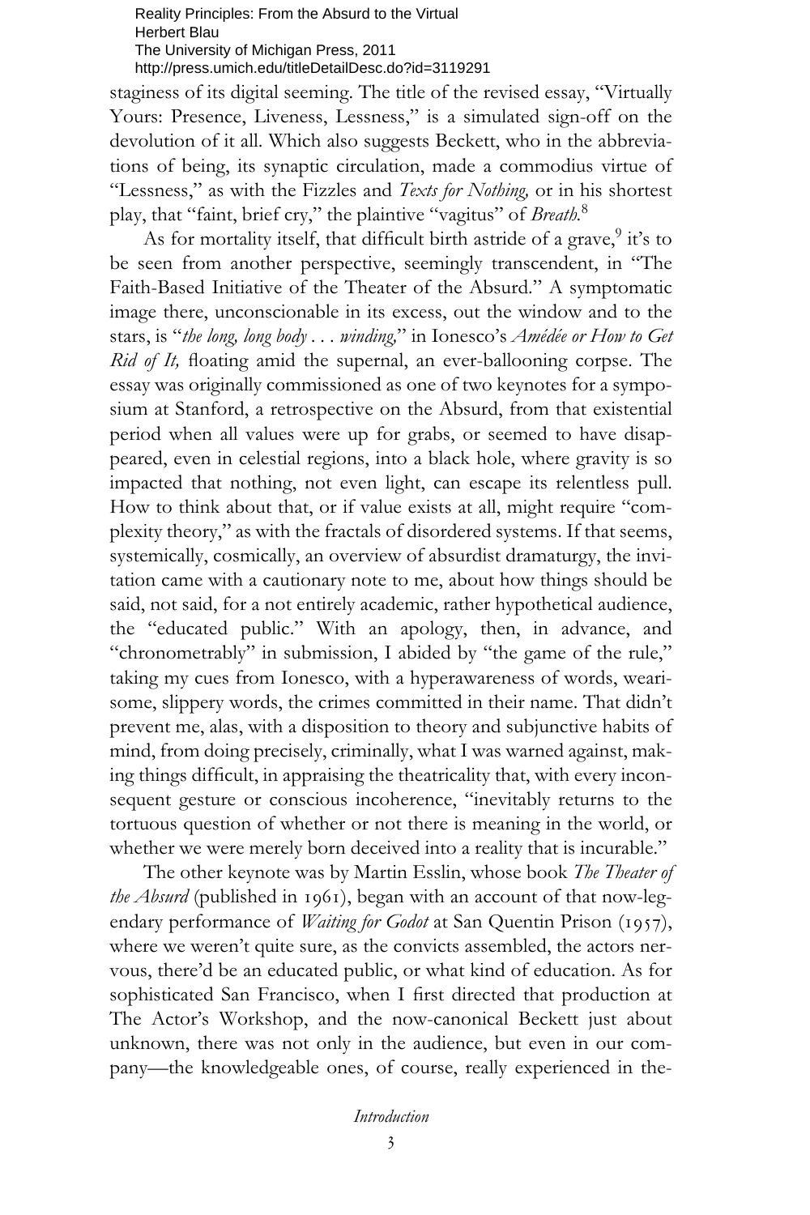staginess of its digital seeming. The title of the revised essay, "Virtually Yours: Presence, Liveness, Lessness," is a simulated sign-off on the devolution of it all. Which also suggests Beckett, who in the abbreviations of being, its synaptic circulation, made a commodius virtue of "Lessness," as with the Fizzles and *Texts for Nothing,* or in his shortest play, that "faint, brief cry," the plaintive "vagitus" of *Breath.*[8]

As for mortality itself, that difficult birth astride of a grave,[9] it's to be seen from another perspective, seemingly transcendent, in "The Faith-Based Initiative of the Theater of the Absurd." A symptomatic image there, unconscionable in its excess, out the window and to the stars, is "*the long, long body . . . winding,*" in Ionesco's *Amédée or How to Get Rid of It,* floating amid the supernal, an ever-ballooning corpse. The essay was originally commissioned as one of two keynotes for a symposium at Stanford, a retrospective on the Absurd, from that existential period when all values were up for grabs, or seemed to have disappeared, even in celestial regions, into a black hole, where gravity is so impacted that nothing, not even light, can escape its relentless pull. How to think about that, or if value exists at all, might require "complexity theory," as with the fractals of disordered systems. If that seems, systemically, cosmically, an overview of absurdist dramaturgy, the invitation came with a cautionary note to me, about how things should be said, not said, for a not entirely academic, rather hypothetical audience, the "educated public." With an apology, then, in advance, and "chronometrably" in submission, I abided by "the game of the rule," taking my cues from Ionesco, with a hyperawareness of words, wearisome, slippery words, the crimes committed in their name. That didn't prevent me, alas, with a disposition to theory and subjunctive habits of mind, from doing precisely, criminally, what I was warned against, making things difficult, in appraising the theatricality that, with every inconsequent gesture or conscious incoherence, "inevitably returns to the tortuous question of whether or not there is meaning in the world, or whether we were merely born deceived into a reality that is incurable."

The other keynote was by Martin Esslin, whose book *The Theater of the Absurd* (published in 1961), began with an account of that now-legendary performance of *Waiting for Godot* at San Quentin Prison (1957), where we weren't quite sure, as the convicts assembled, the actors nervous, there'd be an educated public, or what kind of education. As for sophisticated San Francisco, when I first directed that production at The Actor's Workshop, and the now-canonical Beckett just about unknown, there was not only in the audience, but even in our company—the knowledgeable ones, of course, really experienced in the-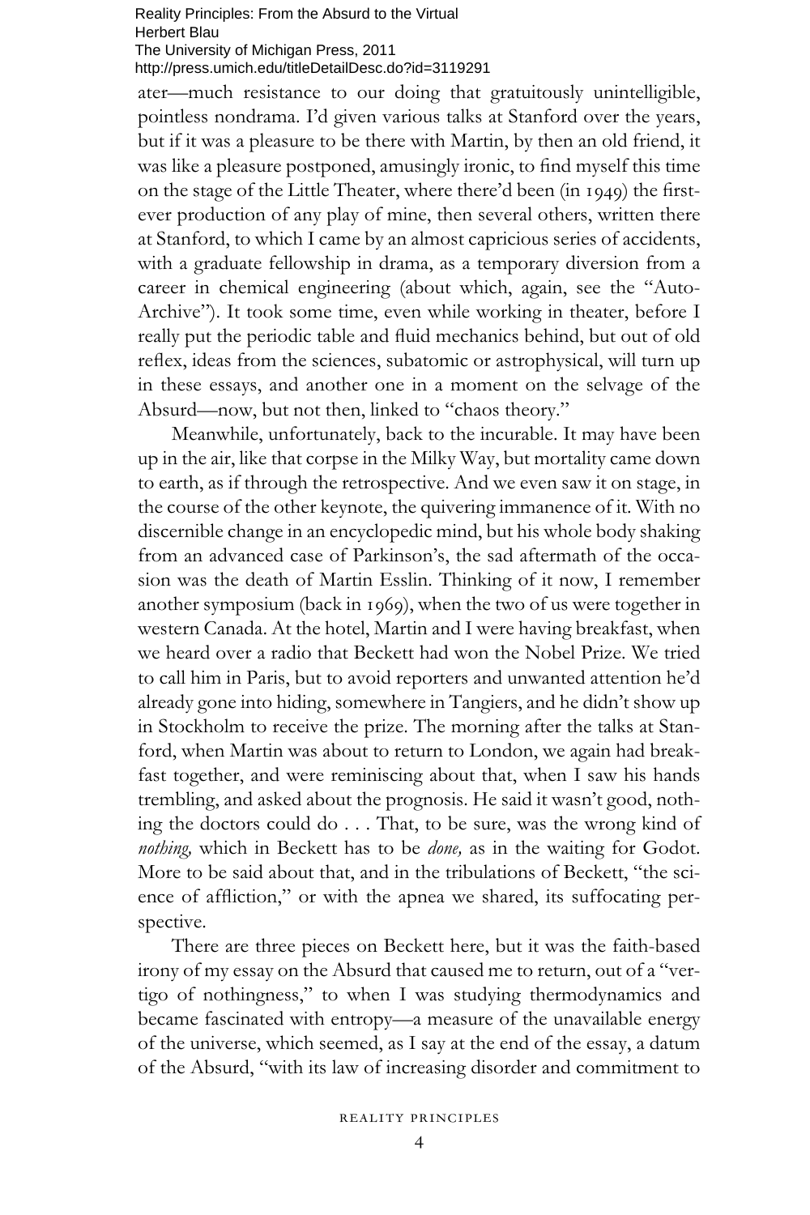ater—much resistance to our doing that gratuitously unintelligible, pointless nondrama. I'd given various talks at Stanford over the years, but if it was a pleasure to be there with Martin, by then an old friend, it was like a pleasure postponed, amusingly ironic, to find myself this time on the stage of the Little Theater, where there'd been (in 1949) the first-ever production of any play of mine, then several others, written there at Stanford, to which I came by an almost capricious series of accidents, with a graduate fellowship in drama, as a temporary diversion from a career in chemical engineering (about which, again, see the "Auto-Archive"). It took some time, even while working in theater, before I really put the periodic table and fluid mechanics behind, but out of old reflex, ideas from the sciences, subatomic or astrophysical, will turn up in these essays, and another one in a moment on the selvage of the Absurd—now, but not then, linked to "chaos theory."

Meanwhile, unfortunately, back to the incurable. It may have been up in the air, like that corpse in the Milky Way, but mortality came down to earth, as if through the retrospective. And we even saw it on stage, in the course of the other keynote, the quivering immanence of it. With no discernible change in an encyclopedic mind, but his whole body shaking from an advanced case of Parkinson's, the sad aftermath of the occasion was the death of Martin Esslin. Thinking of it now, I remember another symposium (back in 1969), when the two of us were together in western Canada. At the hotel, Martin and I were having breakfast, when we heard over a radio that Beckett had won the Nobel Prize. We tried to call him in Paris, but to avoid reporters and unwanted attention he'd already gone into hiding, somewhere in Tangiers, and he didn't show up in Stockholm to receive the prize. The morning after the talks at Stanford, when Martin was about to return to London, we again had breakfast together, and were reminiscing about that, when I saw his hands trembling, and asked about the prognosis. He said it wasn't good, nothing the doctors could do . . . That, to be sure, was the wrong kind of *nothing,* which in Beckett has to be *done,* as in the waiting for Godot. More to be said about that, and in the tribulations of Beckett, "the science of affliction," or with the apnea we shared, its suffocating perspective.

There are three pieces on Beckett here, but it was the faith-based irony of my essay on the Absurd that caused me to return, out of a "vertigo of nothingness," to when I was studying thermodynamics and became fascinated with entropy—a measure of the unavailable energy of the universe, which seemed, as I say at the end of the essay, a datum of the Absurd, "with its law of increasing disorder and commitment to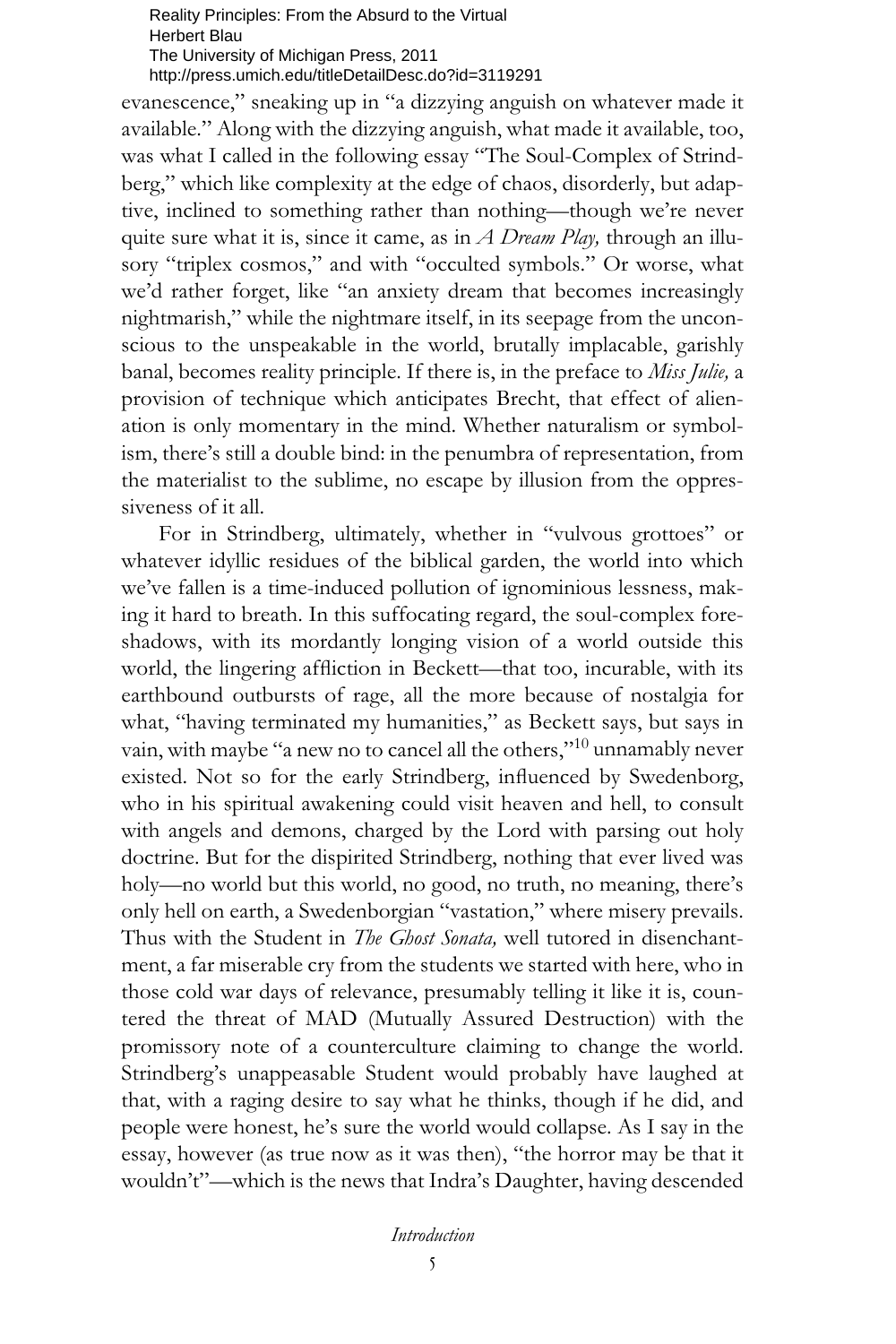evanescence," sneaking up in "a dizzying anguish on whatever made it available." Along with the dizzying anguish, what made it available, too, was what I called in the following essay "The Soul-Complex of Strindberg," which like complexity at the edge of chaos, disorderly, but adaptive, inclined to something rather than nothing—though we're never quite sure what it is, since it came, as in *A Dream Play,* through an illusory "triplex cosmos," and with "occulted symbols." Or worse, what we'd rather forget, like "an anxiety dream that becomes increasingly nightmarish," while the nightmare itself, in its seepage from the unconscious to the unspeakable in the world, brutally implacable, garishly banal, becomes reality principle. If there is, in the preface to *Miss Julie,* a provision of technique which anticipates Brecht, that effect of alienation is only momentary in the mind. Whether naturalism or symbolism, there's still a double bind: in the penumbra of representation, from the materialist to the sublime, no escape by illusion from the oppressiveness of it all.

For in Strindberg, ultimately, whether in "vulvous grottoes" or whatever idyllic residues of the biblical garden, the world into which we've fallen is a time-induced pollution of ignominious lessness, making it hard to breath. In this suffocating regard, the soul-complex foreshadows, with its mordantly longing vision of a world outside this world, the lingering affliction in Beckett—that too, incurable, with its earthbound outbursts of rage, all the more because of nostalgia for what, "having terminated my humanities," as Beckett says, but says in vain, with maybe "a new no to cancel all the others,"[10] unnamably never existed. Not so for the early Strindberg, influenced by Swedenborg, who in his spiritual awakening could visit heaven and hell, to consult with angels and demons, charged by the Lord with parsing out holy doctrine. But for the dispirited Strindberg, nothing that ever lived was holy—no world but this world, no good, no truth, no meaning, there's only hell on earth, a Swedenborgian "vastation," where misery prevails. Thus with the Student in *The Ghost Sonata,* well tutored in disenchantment, a far miserable cry from the students we started with here, who in those cold war days of relevance, presumably telling it like it is, countered the threat of MAD (Mutually Assured Destruction) with the promissory note of a counterculture claiming to change the world. Strindberg's unappeasable Student would probably have laughed at that, with a raging desire to say what he thinks, though if he did, and people were honest, he's sure the world would collapse. As I say in the essay, however (as true now as it was then), "the horror may be that it wouldn't"—which is the news that Indra's Daughter, having descended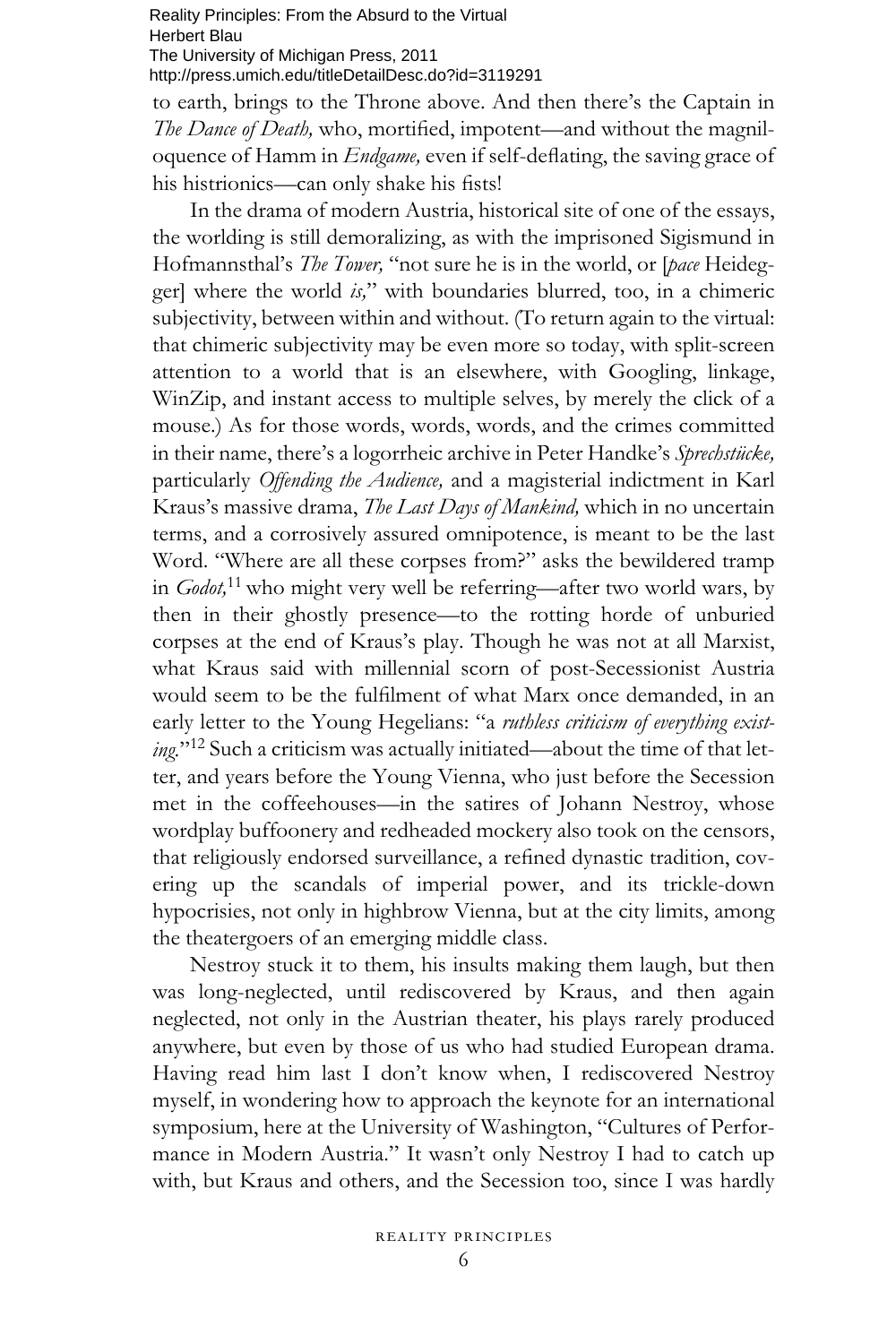to earth, brings to the Throne above. And then there's the Captain in *The Dance of Death,* who, mortified, impotent—and without the magniloquence of Hamm in *Endgame,* even if self-deflating, the saving grace of his histrionics—can only shake his fists!

In the drama of modern Austria, historical site of one of the essays, the worlding is still demoralizing, as with the imprisoned Sigismund in Hofmannsthal's *The Tower,* "not sure he is in the world, or [*pace* Heidegger] where the world *is,*" with boundaries blurred, too, in a chimeric subjectivity, between within and without. (To return again to the virtual: that chimeric subjectivity may be even more so today, with split-screen attention to a world that is an elsewhere, with Googling, linkage, WinZip, and instant access to multiple selves, by merely the click of a mouse.) As for those words, words, words, and the crimes committed in their name, there's a logorrheic archive in Peter Handke's *Sprechstücke,* particularly *Offending the Audience,* and a magisterial indictment in Karl Kraus's massive drama, *The Last Days of Mankind,* which in no uncertain terms, and a corrosively assured omnipotence, is meant to be the last Word. "Where are all these corpses from?" asks the bewildered tramp in *Godot,*[11] who might very well be referring—after two world wars, by then in their ghostly presence—to the rotting horde of unburied corpses at the end of Kraus's play. Though he was not at all Marxist, what Kraus said with millennial scorn of post-Secessionist Austria would seem to be the fulfilment of what Marx once demanded, in an early letter to the Young Hegelians: "a *ruthless criticism of everything existing.*"[12] Such a criticism was actually initiated—about the time of that letter, and years before the Young Vienna, who just before the Secession met in the coffeehouses—in the satires of Johann Nestroy, whose wordplay buffoonery and redheaded mockery also took on the censors, that religiously endorsed surveillance, a refined dynastic tradition, covering up the scandals of imperial power, and its trickle-down hypocrisies, not only in highbrow Vienna, but at the city limits, among the theatergoers of an emerging middle class.

Nestroy stuck it to them, his insults making them laugh, but then was long-neglected, until rediscovered by Kraus, and then again neglected, not only in the Austrian theater, his plays rarely produced anywhere, but even by those of us who had studied European drama. Having read him last I don't know when, I rediscovered Nestroy myself, in wondering how to approach the keynote for an international symposium, here at the University of Washington, "Cultures of Performance in Modern Austria." It wasn't only Nestroy I had to catch up with, but Kraus and others, and the Secession too, since I was hardly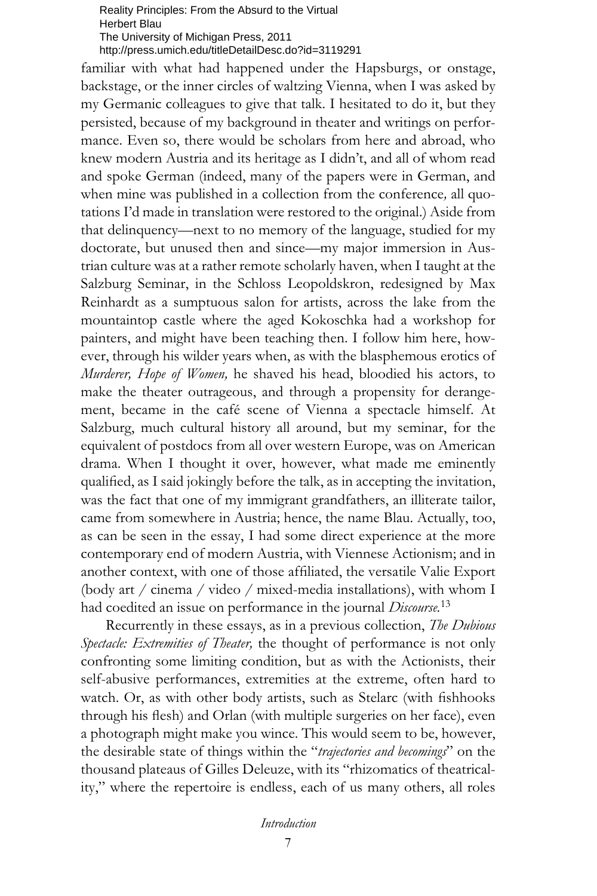familiar with what had happened under the Hapsburgs, or onstage, backstage, or the inner circles of waltzing Vienna, when I was asked by my Germanic colleagues to give that talk. I hesitated to do it, but they persisted, because of my background in theater and writings on performance. Even so, there would be scholars from here and abroad, who knew modern Austria and its heritage as I didn't, and all of whom read and spoke German (indeed, many of the papers were in German, and when mine was published in a collection from the conference*,* all quotations I'd made in translation were restored to the original.) Aside from that delinquency—next to no memory of the language, studied for my doctorate, but unused then and since—my major immersion in Austrian culture was at a rather remote scholarly haven, when I taught at the Salzburg Seminar, in the Schloss Leopoldskron, redesigned by Max Reinhardt as a sumptuous salon for artists, across the lake from the mountaintop castle where the aged Kokoschka had a workshop for painters, and might have been teaching then. I follow him here, however, through his wilder years when, as with the blasphemous erotics of *Murderer, Hope of Women,* he shaved his head, bloodied his actors, to make the theater outrageous, and through a propensity for derangement, became in the café scene of Vienna a spectacle himself. At Salzburg, much cultural history all around, but my seminar, for the equivalent of postdocs from all over western Europe, was on American drama. When I thought it over, however, what made me eminently qualified, as I said jokingly before the talk, as in accepting the invitation, was the fact that one of my immigrant grandfathers, an illiterate tailor, came from somewhere in Austria; hence, the name Blau. Actually, too, as can be seen in the essay, I had some direct experience at the more contemporary end of modern Austria, with Viennese Actionism; and in another context, with one of those affiliated, the versatile Valie Export (body art / cinema / video / mixed-media installations), with whom I had coedited an issue on performance in the journal *Discourse.*[13]

Recurrently in these essays, as in a previous collection, *The Dubious Spectacle: Extremities of Theater,* the thought of performance is not only confronting some limiting condition, but as with the Actionists, their self-abusive performances, extremities at the extreme, often hard to watch. Or, as with other body artists, such as Stelarc (with fishhooks through his flesh) and Orlan (with multiple surgeries on her face), even a photograph might make you wince. This would seem to be, however, the desirable state of things within the "*trajectories and becomings*" on the thousand plateaus of Gilles Deleuze, with its "rhizomatics of theatricality," where the repertoire is endless, each of us many others, all roles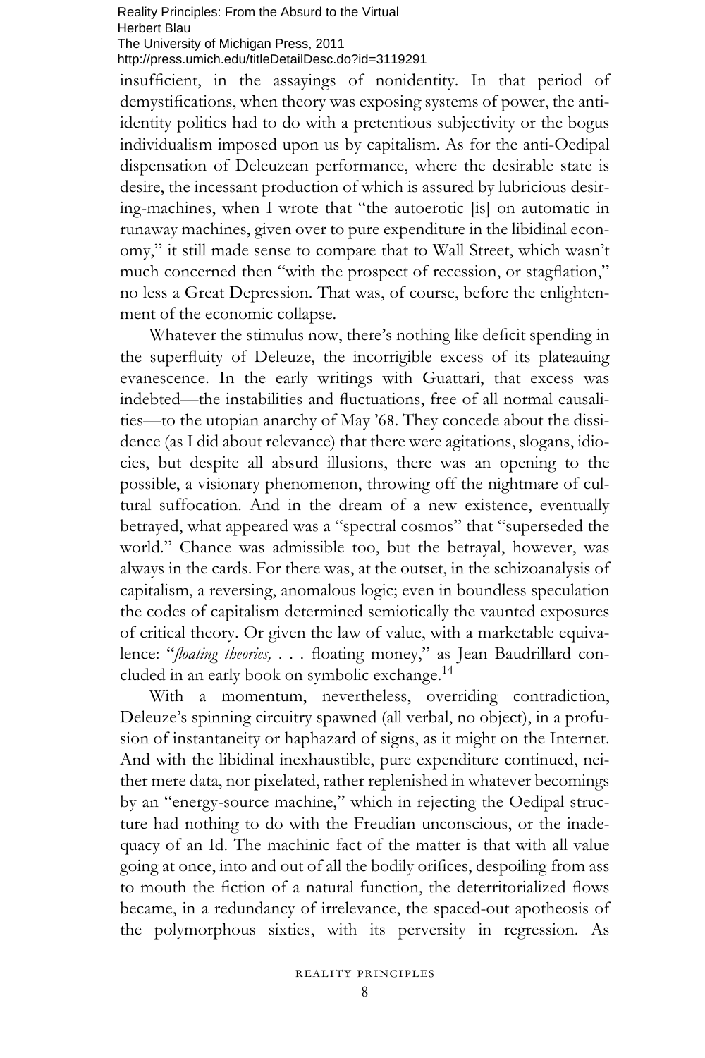insufficient, in the assayings of nonidentity. In that period of demystifications, when theory was exposing systems of power, the anti-identity politics had to do with a pretentious subjectivity or the bogus individualism imposed upon us by capitalism. As for the anti-Oedipal dispensation of Deleuzean performance, where the desirable state is desire, the incessant production of which is assured by lubricious desiring-machines, when I wrote that "the autoerotic [is] on automatic in runaway machines, given over to pure expenditure in the libidinal economy," it still made sense to compare that to Wall Street, which wasn't much concerned then "with the prospect of recession, or stagflation," no less a Great Depression. That was, of course, before the enlightenment of the economic collapse.

Whatever the stimulus now, there's nothing like deficit spending in the superfluity of Deleuze, the incorrigible excess of its plateauing evanescence. In the early writings with Guattari, that excess was indebted—the instabilities and fluctuations, free of all normal causalities—to the utopian anarchy of May '68. They concede about the dissidence (as I did about relevance) that there were agitations, slogans, idiocies, but despite all absurd illusions, there was an opening to the possible, a visionary phenomenon, throwing off the nightmare of cultural suffocation. And in the dream of a new existence, eventually betrayed, what appeared was a "spectral cosmos" that "superseded the world." Chance was admissible too, but the betrayal, however, was always in the cards. For there was, at the outset, in the schizoanalysis of capitalism, a reversing, anomalous logic; even in boundless speculation the codes of capitalism determined semiotically the vaunted exposures of critical theory. Or given the law of value, with a marketable equivalence: "*floating theories,* . . . floating money," as Jean Baudrillard concluded in an early book on symbolic exchange.[14]

With a momentum, nevertheless, overriding contradiction, Deleuze's spinning circuitry spawned (all verbal, no object), in a profusion of instantaneity or haphazard of signs, as it might on the Internet. And with the libidinal inexhaustible, pure expenditure continued, neither mere data, nor pixelated, rather replenished in whatever becomings by an "energy-source machine," which in rejecting the Oedipal structure had nothing to do with the Freudian unconscious, or the inadequacy of an Id. The machinic fact of the matter is that with all value going at once, into and out of all the bodily orifices, despoiling from ass to mouth the fiction of a natural function, the deterritorialized flows became, in a redundancy of irrelevance, the spaced-out apotheosis of the polymorphous sixties, with its perversity in regression. As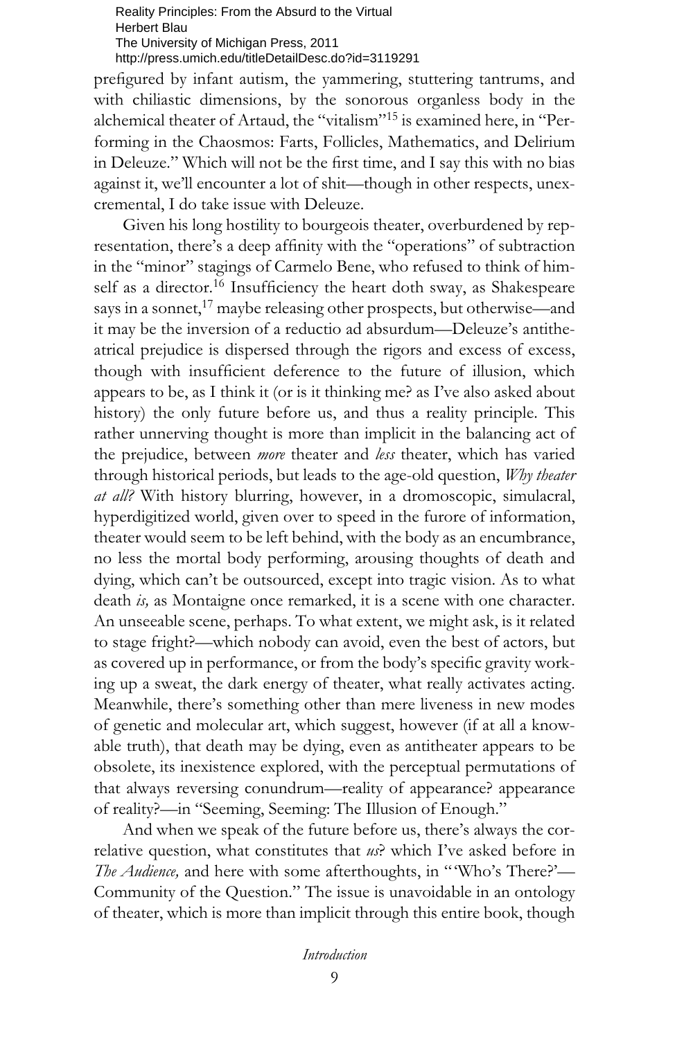prefigured by infant autism, the yammering, stuttering tantrums, and with chiliastic dimensions, by the sonorous organless body in the alchemical theater of Artaud, the "vitalism"[15] is examined here, in "Performing in the Chaosmos: Farts, Follicles, Mathematics, and Delirium in Deleuze." Which will not be the first time, and I say this with no bias against it, we'll encounter a lot of shit—though in other respects, unexcremental, I do take issue with Deleuze.

Given his long hostility to bourgeois theater, overburdened by representation, there's a deep affinity with the "operations" of subtraction in the "minor" stagings of Carmelo Bene, who refused to think of himself as a director.[16] Insufficiency the heart doth sway, as Shakespeare says in a sonnet,[17] maybe releasing other prospects, but otherwise—and it may be the inversion of a reductio ad absurdum—Deleuze's antitheatrical prejudice is dispersed through the rigors and excess of excess, though with insufficient deference to the future of illusion, which appears to be, as I think it (or is it thinking me? as I've also asked about history) the only future before us, and thus a reality principle. This rather unnerving thought is more than implicit in the balancing act of the prejudice, between *more* theater and *less* theater, which has varied through historical periods, but leads to the age-old question, *Why theater at all?* With history blurring, however, in a dromoscopic, simulacral, hyperdigitized world, given over to speed in the furore of information, theater would seem to be left behind, with the body as an encumbrance, no less the mortal body performing, arousing thoughts of death and dying, which can't be outsourced, except into tragic vision. As to what death *is,* as Montaigne once remarked, it is a scene with one character. An unseeable scene, perhaps. To what extent, we might ask, is it related to stage fright?—which nobody can avoid, even the best of actors, but as covered up in performance, or from the body's specific gravity working up a sweat, the dark energy of theater, what really activates acting. Meanwhile, there's something other than mere liveness in new modes of genetic and molecular art, which suggest, however (if at all a knowable truth), that death may be dying, even as antitheater appears to be obsolete, its inexistence explored, with the perceptual permutations of that always reversing conundrum—reality of appearance? appearance of reality?—in "Seeming, Seeming: The Illusion of Enough."

And when we speak of the future before us, there's always the correlative question, what constitutes that *us*? which I've asked before in *The Audience,* and here with some afterthoughts, in "'Who's There?'—Community of the Question." The issue is unavoidable in an ontology of theater, which is more than implicit through this entire book, though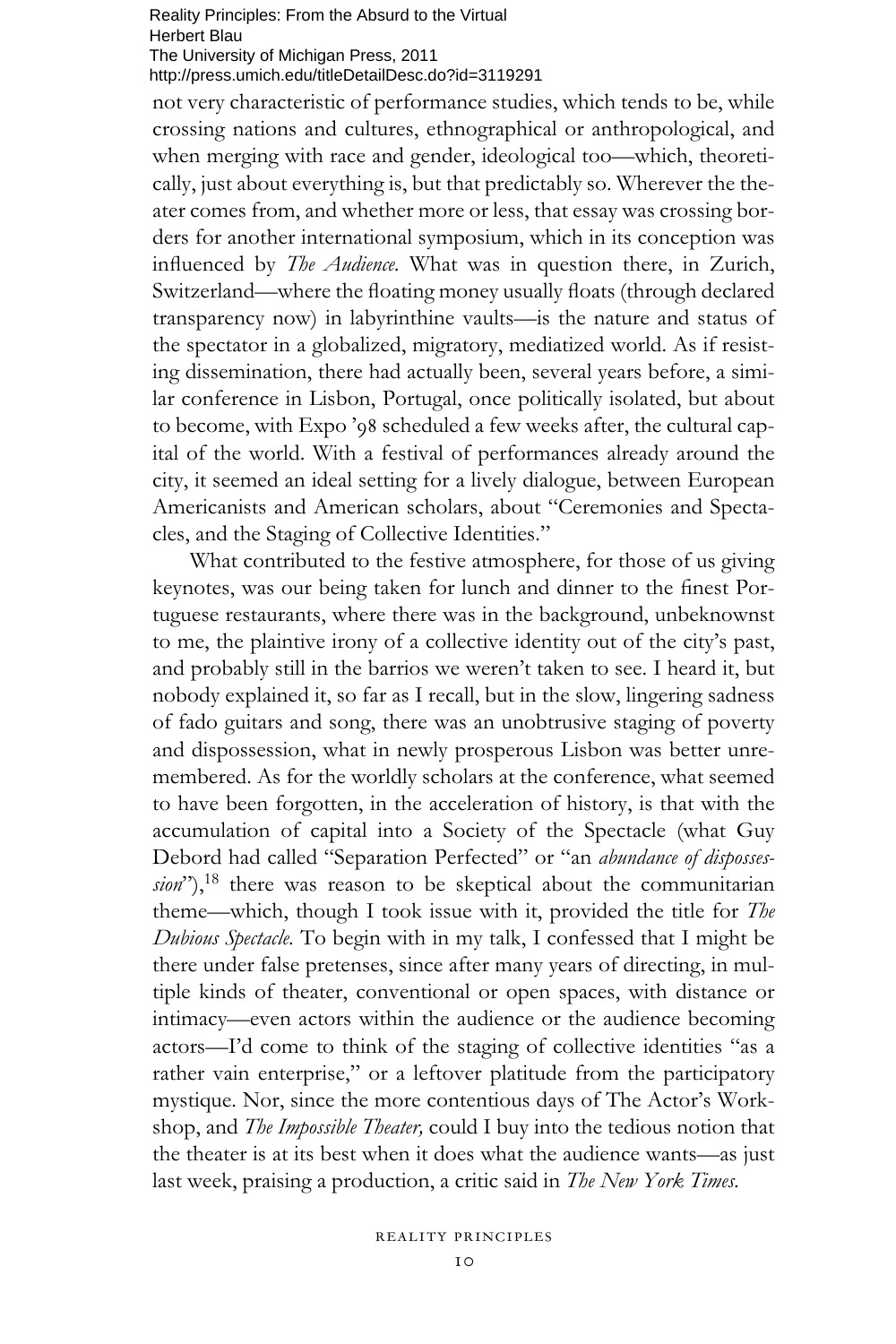not very characteristic of performance studies, which tends to be, while crossing nations and cultures, ethnographical or anthropological, and when merging with race and gender, ideological too—which, theoretically, just about everything is, but that predictably so. Wherever the theater comes from, and whether more or less, that essay was crossing borders for another international symposium, which in its conception was influenced by *The Audience.* What was in question there, in Zurich, Switzerland—where the floating money usually floats (through declared transparency now) in labyrinthine vaults—is the nature and status of the spectator in a globalized, migratory, mediatized world. As if resisting dissemination, there had actually been, several years before, a similar conference in Lisbon, Portugal, once politically isolated, but about to become, with Expo '98 scheduled a few weeks after, the cultural capital of the world. With a festival of performances already around the city, it seemed an ideal setting for a lively dialogue, between European Americanists and American scholars, about "Ceremonies and Spectacles, and the Staging of Collective Identities."

What contributed to the festive atmosphere, for those of us giving keynotes, was our being taken for lunch and dinner to the finest Portuguese restaurants, where there was in the background, unbeknownst to me, the plaintive irony of a collective identity out of the city's past, and probably still in the barrios we weren't taken to see. I heard it, but nobody explained it, so far as I recall, but in the slow, lingering sadness of fado guitars and song, there was an unobtrusive staging of poverty and dispossession, what in newly prosperous Lisbon was better unremembered. As for the worldly scholars at the conference, what seemed to have been forgotten, in the acceleration of history, is that with the accumulation of capital into a Society of the Spectacle (what Guy Debord had called "Separation Perfected" or "an *abundance of dispossession*"),[18] there was reason to be skeptical about the communitarian theme—which, though I took issue with it, provided the title for *The Dubious Spectacle.* To begin with in my talk, I confessed that I might be there under false pretenses, since after many years of directing, in multiple kinds of theater, conventional or open spaces, with distance or intimacy—even actors within the audience or the audience becoming actors—I'd come to think of the staging of collective identities "as a rather vain enterprise," or a leftover platitude from the participatory mystique. Nor, since the more contentious days of The Actor's Workshop, and *The Impossible Theater,* could I buy into the tedious notion that the theater is at its best when it does what the audience wants—as just last week, praising a production, a critic said in *The New York Times.*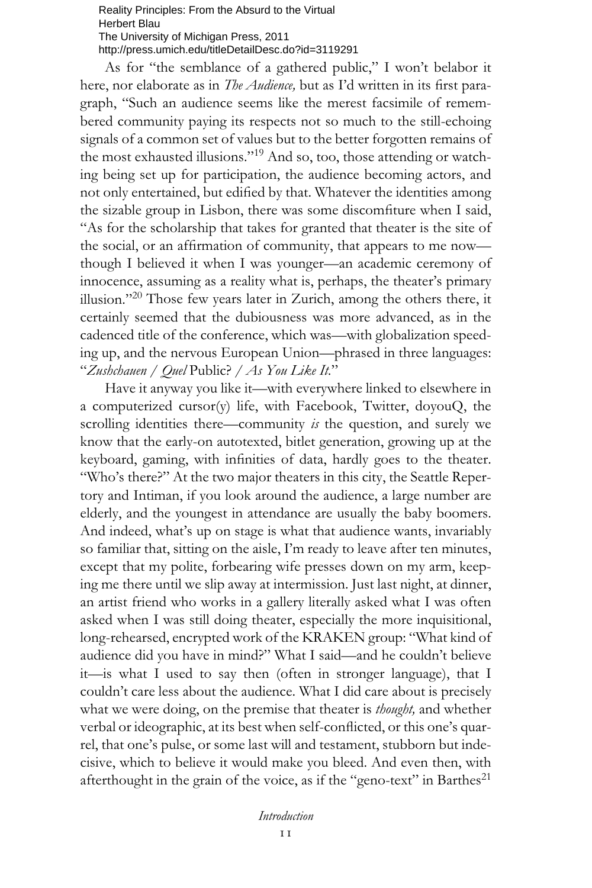As for "the semblance of a gathered public," I won't belabor it here, nor elaborate as in *The Audience,* but as I'd written in its first paragraph, "Such an audience seems like the merest facsimile of remembered community paying its respects not so much to the still-echoing signals of a common set of values but to the better forgotten remains of the most exhausted illusions."[19] And so, too, those attending or watching being set up for participation, the audience becoming actors, and not only entertained, but edified by that. Whatever the identities among the sizable group in Lisbon, there was some discomfiture when I said, "As for the scholarship that takes for granted that theater is the site of the social, or an affirmation of community, that appears to me now—though I believed it when I was younger—an academic ceremony of innocence, assuming as a reality what is, perhaps, the theater's primary illusion."[20] Those few years later in Zurich, among the others there, it certainly seemed that the dubiousness was more advanced, as in the cadenced title of the conference, which was—with globalization speeding up, and the nervous European Union—phrased in three languages: "*Zushchauen / Quel* Public? */ As You Like It.*"

Have it anyway you like it—with everywhere linked to elsewhere in a computerized cursor(y) life, with Facebook, Twitter, doyouQ, the scrolling identities there—community *is* the question, and surely we know that the early-on autotexted, bitlet generation, growing up at the keyboard, gaming, with infinities of data, hardly goes to the theater. "Who's there?" At the two major theaters in this city, the Seattle Repertory and Intiman, if you look around the audience, a large number are elderly, and the youngest in attendance are usually the baby boomers. And indeed, what's up on stage is what that audience wants, invariably so familiar that, sitting on the aisle, I'm ready to leave after ten minutes, except that my polite, forbearing wife presses down on my arm, keeping me there until we slip away at intermission. Just last night, at dinner, an artist friend who works in a gallery literally asked what I was often asked when I was still doing theater, especially the more inquisitional, long-rehearsed, encrypted work of the KRAKEN group: "What kind of audience did you have in mind?" What I said—and he couldn't believe it—is what I used to say then (often in stronger language), that I couldn't care less about the audience. What I did care about is precisely what we were doing, on the premise that theater is *thought,* and whether verbal or ideographic, at its best when self-conflicted, or this one's quarrel, that one's pulse, or some last will and testament, stubborn but indecisive, which to believe it would make you bleed. And even then, with afterthought in the grain of the voice, as if the "geno-text" in Barthes[21]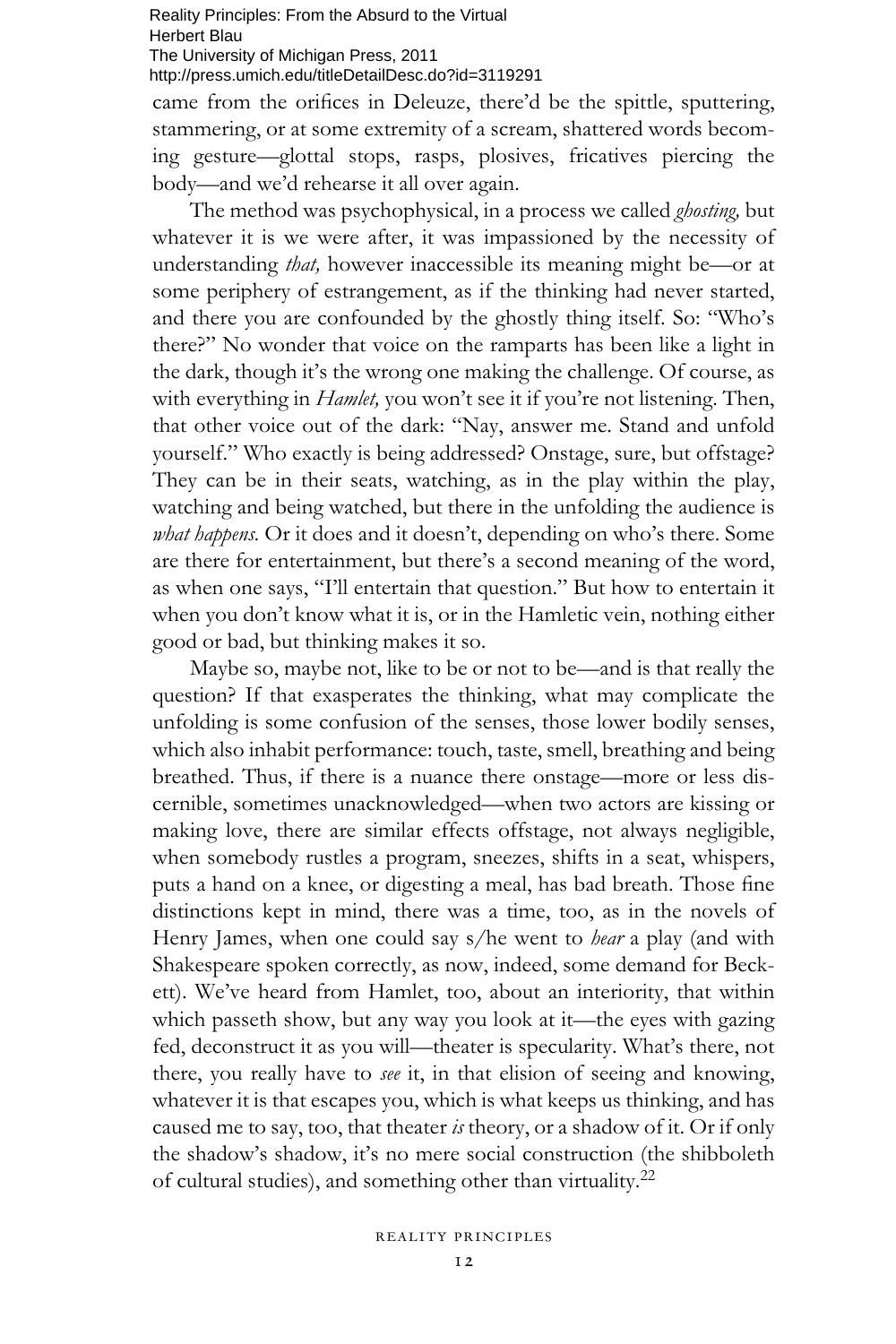came from the orifices in Deleuze, there'd be the spittle, sputtering, stammering, or at some extremity of a scream, shattered words becoming gesture—glottal stops, rasps, plosives, fricatives piercing the body—and we'd rehearse it all over again.

The method was psychophysical, in a process we called *ghosting,* but whatever it is we were after, it was impassioned by the necessity of understanding *that,* however inaccessible its meaning might be—or at some periphery of estrangement, as if the thinking had never started, and there you are confounded by the ghostly thing itself. So: "Who's there?" No wonder that voice on the ramparts has been like a light in the dark, though it's the wrong one making the challenge. Of course, as with everything in *Hamlet,* you won't see it if you're not listening. Then, that other voice out of the dark: "Nay, answer me. Stand and unfold yourself." Who exactly is being addressed? Onstage, sure, but offstage? They can be in their seats, watching, as in the play within the play, watching and being watched, but there in the unfolding the audience is *what happens.* Or it does and it doesn't, depending on who's there. Some are there for entertainment, but there's a second meaning of the word, as when one says, "I'll entertain that question." But how to entertain it when you don't know what it is, or in the Hamletic vein, nothing either good or bad, but thinking makes it so.

Maybe so, maybe not, like to be or not to be—and is that really the question? If that exasperates the thinking, what may complicate the unfolding is some confusion of the senses, those lower bodily senses, which also inhabit performance: touch, taste, smell, breathing and being breathed. Thus, if there is a nuance there onstage—more or less discernible, sometimes unacknowledged—when two actors are kissing or making love, there are similar effects offstage, not always negligible, when somebody rustles a program, sneezes, shifts in a seat, whispers, puts a hand on a knee, or digesting a meal, has bad breath. Those fine distinctions kept in mind, there was a time, too, as in the novels of Henry James, when one could say s/he went to *hear* a play (and with Shakespeare spoken correctly, as now, indeed, some demand for Beckett). We've heard from Hamlet, too, about an interiority, that within which passeth show, but any way you look at it—the eyes with gazing fed, deconstruct it as you will—theater is specularity. What's there, not there, you really have to *see* it, in that elision of seeing and knowing, whatever it is that escapes you, which is what keeps us thinking, and has caused me to say, too, that theater *is* theory, or a shadow of it. Or if only the shadow's shadow, it's no mere social construction (the shibboleth of cultural studies), and something other than virtuality.[22]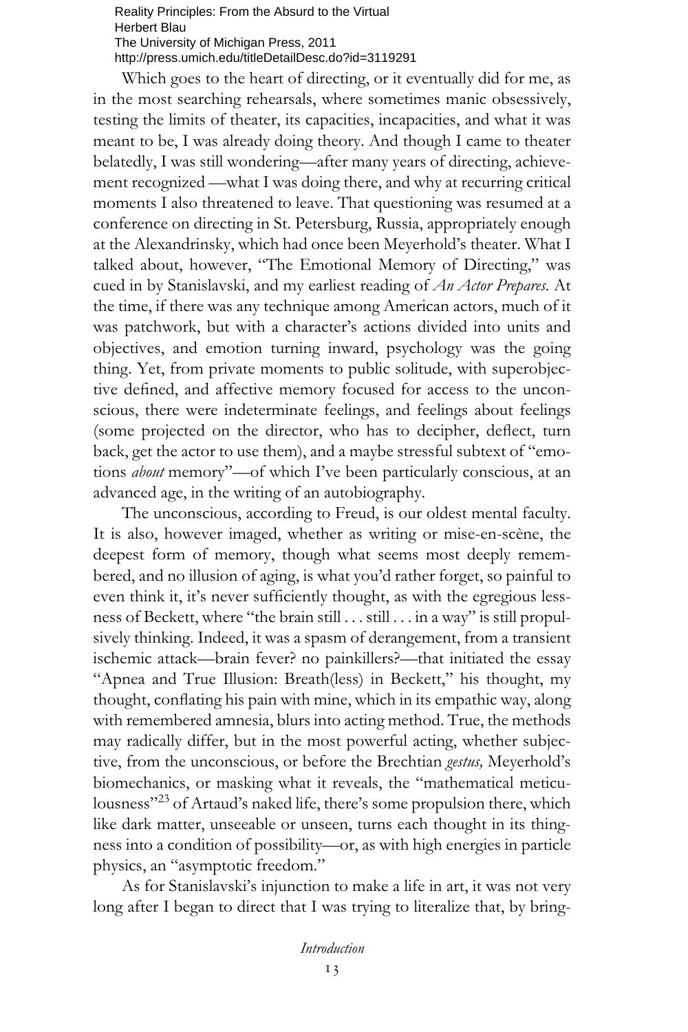Which goes to the heart of directing, or it eventually did for me, as in the most searching rehearsals, where sometimes manic obsessively, testing the limits of theater, its capacities, incapacities, and what it was meant to be, I was already doing theory. And though I came to theater belatedly, I was still wondering—after many years of directing, achievement recognized —what I was doing there, and why at recurring critical moments I also threatened to leave. That questioning was resumed at a conference on directing in St. Petersburg, Russia, appropriately enough at the Alexandrinsky, which had once been Meyerhold's theater. What I talked about, however, "The Emotional Memory of Directing," was cued in by Stanislavski, and my earliest reading of *An Actor Prepares.* At the time, if there was any technique among American actors, much of it was patchwork, but with a character's actions divided into units and objectives, and emotion turning inward, psychology was the going thing. Yet, from private moments to public solitude, with superobjective defined, and affective memory focused for access to the unconscious, there were indeterminate feelings, and feelings about feelings (some projected on the director, who has to decipher, deflect, turn back, get the actor to use them), and a maybe stressful subtext of "emotions *about* memory"—of which I've been particularly conscious, at an advanced age, in the writing of an autobiography.

The unconscious, according to Freud, is our oldest mental faculty. It is also, however imaged, whether as writing or mise-en-scène, the deepest form of memory, though what seems most deeply remembered, and no illusion of aging, is what you'd rather forget, so painful to even think it, it's never sufficiently thought, as with the egregious lessness of Beckett, where "the brain still . . . still . . . in a way" is still propulsively thinking. Indeed, it was a spasm of derangement, from a transient ischemic attack—brain fever? no painkillers?—that initiated the essay "Apnea and True Illusion: Breath(less) in Beckett," his thought, my thought, conflating his pain with mine, which in its empathic way, along with remembered amnesia, blurs into acting method. True, the methods may radically differ, but in the most powerful acting, whether subjective, from the unconscious, or before the Brechtian *gestus,* Meyerhold's biomechanics, or masking what it reveals, the "mathematical meticulousness"[23] of Artaud's naked life, there's some propulsion there, which like dark matter, unseeable or unseen, turns each thought in its thingness into a condition of possibility—or, as with high energies in particle physics, an "asymptotic freedom."

As for Stanislavski's injunction to make a life in art, it was not very long after I began to direct that I was trying to literalize that, by bring-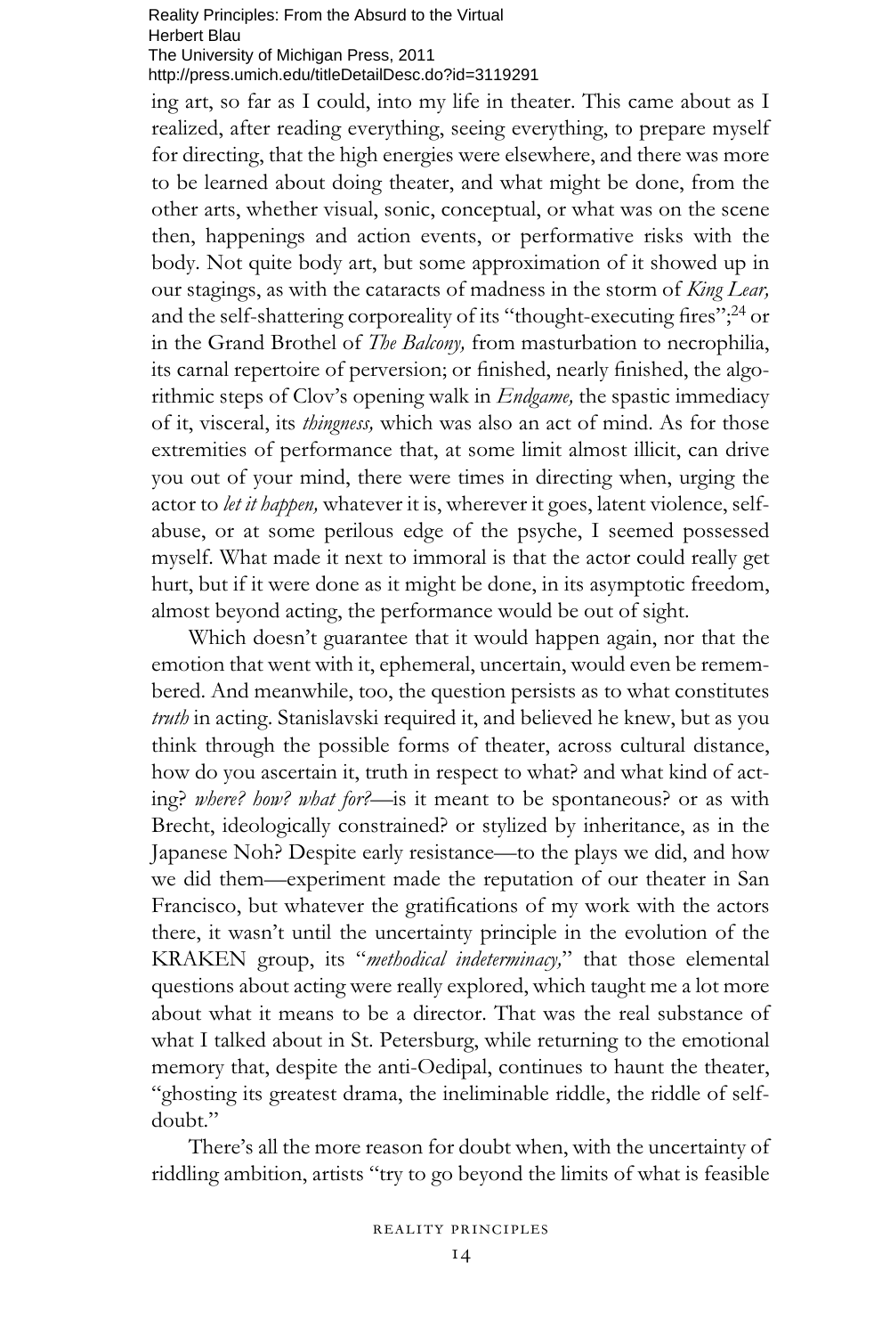ing art, so far as I could, into my life in theater. This came about as I realized, after reading everything, seeing everything, to prepare myself for directing, that the high energies were elsewhere, and there was more to be learned about doing theater, and what might be done, from the other arts, whether visual, sonic, conceptual, or what was on the scene then, happenings and action events, or performative risks with the body. Not quite body art, but some approximation of it showed up in our stagings, as with the cataracts of madness in the storm of *King Lear,* and the self-shattering corporeality of its "thought-executing fires";[24] or in the Grand Brothel of *The Balcony,* from masturbation to necrophilia, its carnal repertoire of perversion; or finished, nearly finished, the algorithmic steps of Clov's opening walk in *Endgame,* the spastic immediacy of it, visceral, its *thingness,* which was also an act of mind. As for those extremities of performance that, at some limit almost illicit, can drive you out of your mind, there were times in directing when, urging the actor to *let it happen,* whatever it is, wherever it goes, latent violence, self-abuse, or at some perilous edge of the psyche, I seemed possessed myself. What made it next to immoral is that the actor could really get hurt, but if it were done as it might be done, in its asymptotic freedom, almost beyond acting, the performance would be out of sight.

Which doesn't guarantee that it would happen again, nor that the emotion that went with it, ephemeral, uncertain, would even be remembered. And meanwhile, too, the question persists as to what constitutes *truth* in acting. Stanislavski required it, and believed he knew, but as you think through the possible forms of theater, across cultural distance, how do you ascertain it, truth in respect to what? and what kind of acting? *where? how? what for?*—is it meant to be spontaneous? or as with Brecht, ideologically constrained? or stylized by inheritance, as in the Japanese Noh? Despite early resistance—to the plays we did, and how we did them—experiment made the reputation of our theater in San Francisco, but whatever the gratifications of my work with the actors there, it wasn't until the uncertainty principle in the evolution of the KRAKEN group, its "*methodical indeterminacy,*" that those elemental questions about acting were really explored, which taught me a lot more about what it means to be a director. That was the real substance of what I talked about in St. Petersburg, while returning to the emotional memory that, despite the anti-Oedipal, continues to haunt the theater, "ghosting its greatest drama, the ineliminable riddle, the riddle of self-doubt."

There's all the more reason for doubt when, with the uncertainty of riddling ambition, artists "try to go beyond the limits of what is feasible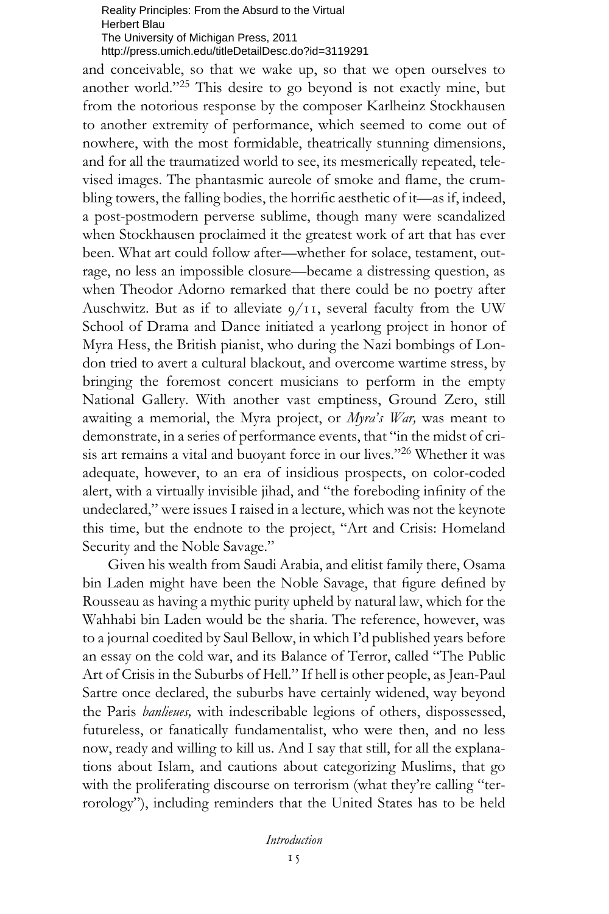and conceivable, so that we wake up, so that we open ourselves to another world."[25] This desire to go beyond is not exactly mine, but from the notorious response by the composer Karlheinz Stockhausen to another extremity of performance, which seemed to come out of nowhere, with the most formidable, theatrically stunning dimensions, and for all the traumatized world to see, its mesmerically repeated, televised images. The phantasmic aureole of smoke and flame, the crumbling towers, the falling bodies, the horrific aesthetic of it—as if, indeed, a post-postmodern perverse sublime, though many were scandalized when Stockhausen proclaimed it the greatest work of art that has ever been. What art could follow after—whether for solace, testament, outrage, no less an impossible closure—became a distressing question, as when Theodor Adorno remarked that there could be no poetry after Auschwitz. But as if to alleviate 9/11, several faculty from the UW School of Drama and Dance initiated a yearlong project in honor of Myra Hess, the British pianist, who during the Nazi bombings of London tried to avert a cultural blackout, and overcome wartime stress, by bringing the foremost concert musicians to perform in the empty National Gallery. With another vast emptiness, Ground Zero, still awaiting a memorial, the Myra project, or *Myra's War,* was meant to demonstrate, in a series of performance events, that "in the midst of crisis art remains a vital and buoyant force in our lives."[26] Whether it was adequate, however, to an era of insidious prospects, on color-coded alert, with a virtually invisible jihad, and "the foreboding infinity of the undeclared," were issues I raised in a lecture, which was not the keynote this time, but the endnote to the project, "Art and Crisis: Homeland Security and the Noble Savage."

Given his wealth from Saudi Arabia, and elitist family there, Osama bin Laden might have been the Noble Savage, that figure defined by Rousseau as having a mythic purity upheld by natural law, which for the Wahhabi bin Laden would be the sharia. The reference, however, was to a journal coedited by Saul Bellow, in which I'd published years before an essay on the cold war, and its Balance of Terror, called "The Public Art of Crisis in the Suburbs of Hell." If hell is other people, as Jean-Paul Sartre once declared, the suburbs have certainly widened, way beyond the Paris *banlieues,* with indescribable legions of others, dispossessed, futureless, or fanatically fundamentalist, who were then, and no less now, ready and willing to kill us. And I say that still, for all the explanations about Islam, and cautions about categorizing Muslims, that go with the proliferating discourse on terrorism (what they're calling "terrorology"), including reminders that the United States has to be held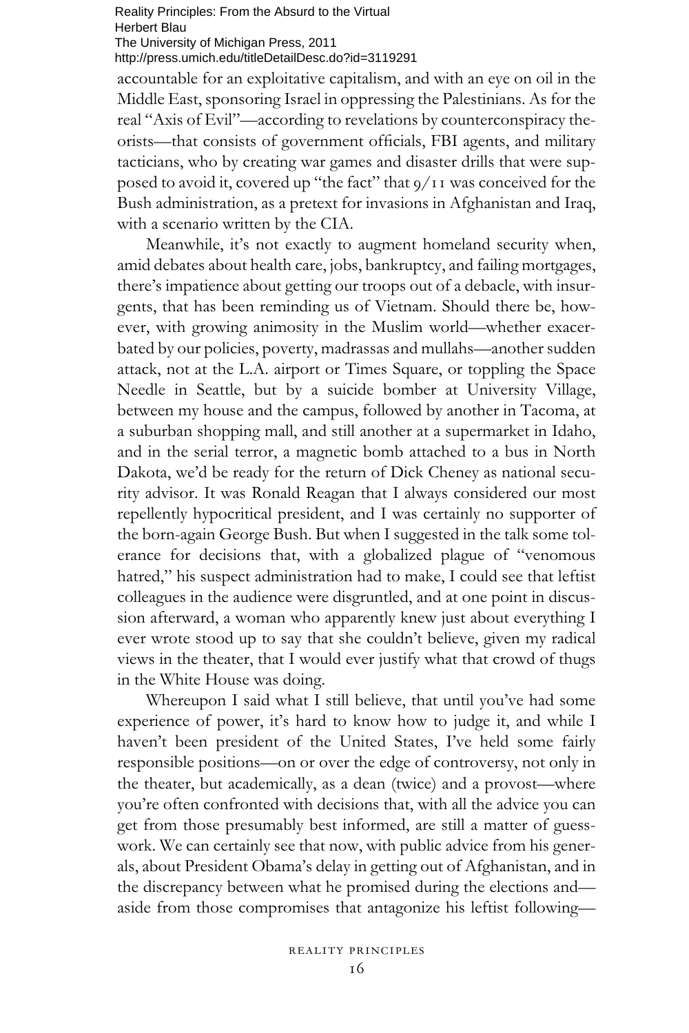accountable for an exploitative capitalism, and with an eye on oil in the Middle East, sponsoring Israel in oppressing the Palestinians. As for the real "Axis of Evil"—according to revelations by counterconspiracy theorists—that consists of government officials, FBI agents, and military tacticians, who by creating war games and disaster drills that were supposed to avoid it, covered up "the fact" that 9/11 was conceived for the Bush administration, as a pretext for invasions in Afghanistan and Iraq, with a scenario written by the CIA.

Meanwhile, it's not exactly to augment homeland security when, amid debates about health care, jobs, bankruptcy, and failing mortgages, there's impatience about getting our troops out of a debacle, with insurgents, that has been reminding us of Vietnam. Should there be, however, with growing animosity in the Muslim world—whether exacerbated by our policies, poverty, madrassas and mullahs—another sudden attack, not at the L.A. airport or Times Square, or toppling the Space Needle in Seattle, but by a suicide bomber at University Village, between my house and the campus, followed by another in Tacoma, at a suburban shopping mall, and still another at a supermarket in Idaho, and in the serial terror, a magnetic bomb attached to a bus in North Dakota, we'd be ready for the return of Dick Cheney as national security advisor. It was Ronald Reagan that I always considered our most repellently hypocritical president, and I was certainly no supporter of the born-again George Bush. But when I suggested in the talk some tolerance for decisions that, with a globalized plague of "venomous hatred," his suspect administration had to make, I could see that leftist colleagues in the audience were disgruntled, and at one point in discussion afterward, a woman who apparently knew just about everything I ever wrote stood up to say that she couldn't believe, given my radical views in the theater, that I would ever justify what that crowd of thugs in the White House was doing.

Whereupon I said what I still believe, that until you've had some experience of power, it's hard to know how to judge it, and while I haven't been president of the United States, I've held some fairly responsible positions—on or over the edge of controversy, not only in the theater, but academically, as a dean (twice) and a provost—where you're often confronted with decisions that, with all the advice you can get from those presumably best informed, are still a matter of guesswork. We can certainly see that now, with public advice from his generals, about President Obama's delay in getting out of Afghanistan, and in the discrepancy between what he promised during the elections and—aside from those compromises that antagonize his leftist following—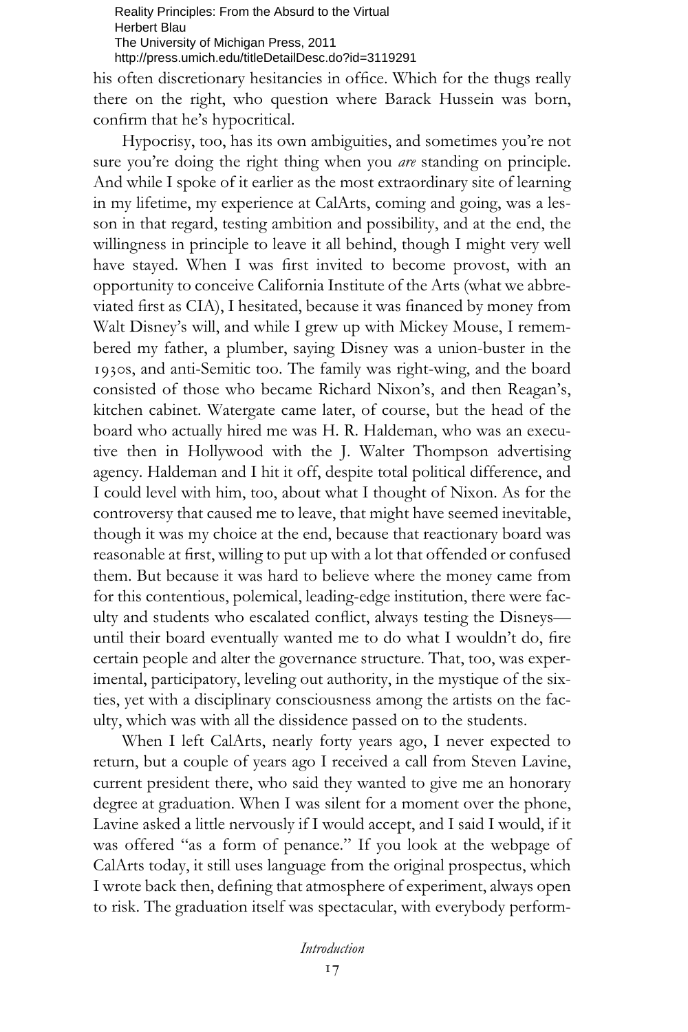his often discretionary hesitancies in office. Which for the thugs really there on the right, who question where Barack Hussein was born, confirm that he's hypocritical.

Hypocrisy, too, has its own ambiguities, and sometimes you're not sure you're doing the right thing when you *are* standing on principle. And while I spoke of it earlier as the most extraordinary site of learning in my lifetime, my experience at CalArts, coming and going, was a lesson in that regard, testing ambition and possibility, and at the end, the willingness in principle to leave it all behind, though I might very well have stayed. When I was first invited to become provost, with an opportunity to conceive California Institute of the Arts (what we abbreviated first as CIA), I hesitated, because it was financed by money from Walt Disney's will, and while I grew up with Mickey Mouse, I remembered my father, a plumber, saying Disney was a union-buster in the 1930s, and anti-Semitic too. The family was right-wing, and the board consisted of those who became Richard Nixon's, and then Reagan's, kitchen cabinet. Watergate came later, of course, but the head of the board who actually hired me was H. R. Haldeman, who was an executive then in Hollywood with the J. Walter Thompson advertising agency. Haldeman and I hit it off, despite total political difference, and I could level with him, too, about what I thought of Nixon. As for the controversy that caused me to leave, that might have seemed inevitable, though it was my choice at the end, because that reactionary board was reasonable at first, willing to put up with a lot that offended or confused them. But because it was hard to believe where the money came from for this contentious, polemical, leading-edge institution, there were faculty and students who escalated conflict, always testing the Disneys—until their board eventually wanted me to do what I wouldn't do, fire certain people and alter the governance structure. That, too, was experimental, participatory, leveling out authority, in the mystique of the sixties, yet with a disciplinary consciousness among the artists on the faculty, which was with all the dissidence passed on to the students.

When I left CalArts, nearly forty years ago, I never expected to return, but a couple of years ago I received a call from Steven Lavine, current president there, who said they wanted to give me an honorary degree at graduation. When I was silent for a moment over the phone, Lavine asked a little nervously if I would accept, and I said I would, if it was offered "as a form of penance." If you look at the webpage of CalArts today, it still uses language from the original prospectus, which I wrote back then, defining that atmosphere of experiment, always open to risk. The graduation itself was spectacular, with everybody perform-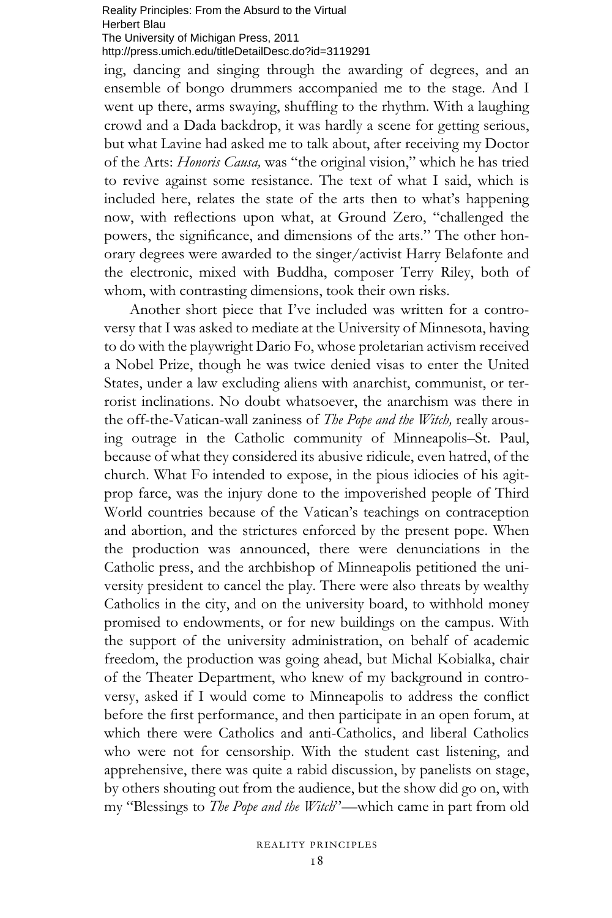ing, dancing and singing through the awarding of degrees, and an ensemble of bongo drummers accompanied me to the stage. And I went up there, arms swaying, shuffling to the rhythm. With a laughing crowd and a Dada backdrop, it was hardly a scene for getting serious, but what Lavine had asked me to talk about, after receiving my Doctor of the Arts: *Honoris Causa,* was "the original vision," which he has tried to revive against some resistance. The text of what I said, which is included here, relates the state of the arts then to what's happening now, with reflections upon what, at Ground Zero, "challenged the powers, the significance, and dimensions of the arts." The other honorary degrees were awarded to the singer/activist Harry Belafonte and the electronic, mixed with Buddha, composer Terry Riley, both of whom, with contrasting dimensions, took their own risks.

Another short piece that I've included was written for a controversy that I was asked to mediate at the University of Minnesota, having to do with the playwright Dario Fo, whose proletarian activism received a Nobel Prize, though he was twice denied visas to enter the United States, under a law excluding aliens with anarchist, communist, or terrorist inclinations. No doubt whatsoever, the anarchism was there in the off-the-Vatican-wall zaniness of *The Pope and the Witch,* really arousing outrage in the Catholic community of Minneapolis–St. Paul, because of what they considered its abusive ridicule, even hatred, of the church. What Fo intended to expose, in the pious idiocies of his agit-prop farce, was the injury done to the impoverished people of Third World countries because of the Vatican's teachings on contraception and abortion, and the strictures enforced by the present pope. When the production was announced, there were denunciations in the Catholic press, and the archbishop of Minneapolis petitioned the university president to cancel the play. There were also threats by wealthy Catholics in the city, and on the university board, to withhold money promised to endowments, or for new buildings on the campus. With the support of the university administration, on behalf of academic freedom, the production was going ahead, but Michal Kobialka, chair of the Theater Department, who knew of my background in controversy, asked if I would come to Minneapolis to address the conflict before the first performance, and then participate in an open forum, at which there were Catholics and anti-Catholics, and liberal Catholics who were not for censorship. With the student cast listening, and apprehensive, there was quite a rabid discussion, by panelists on stage, by others shouting out from the audience, but the show did go on, with my "Blessings to *The Pope and the Witch*"—which came in part from old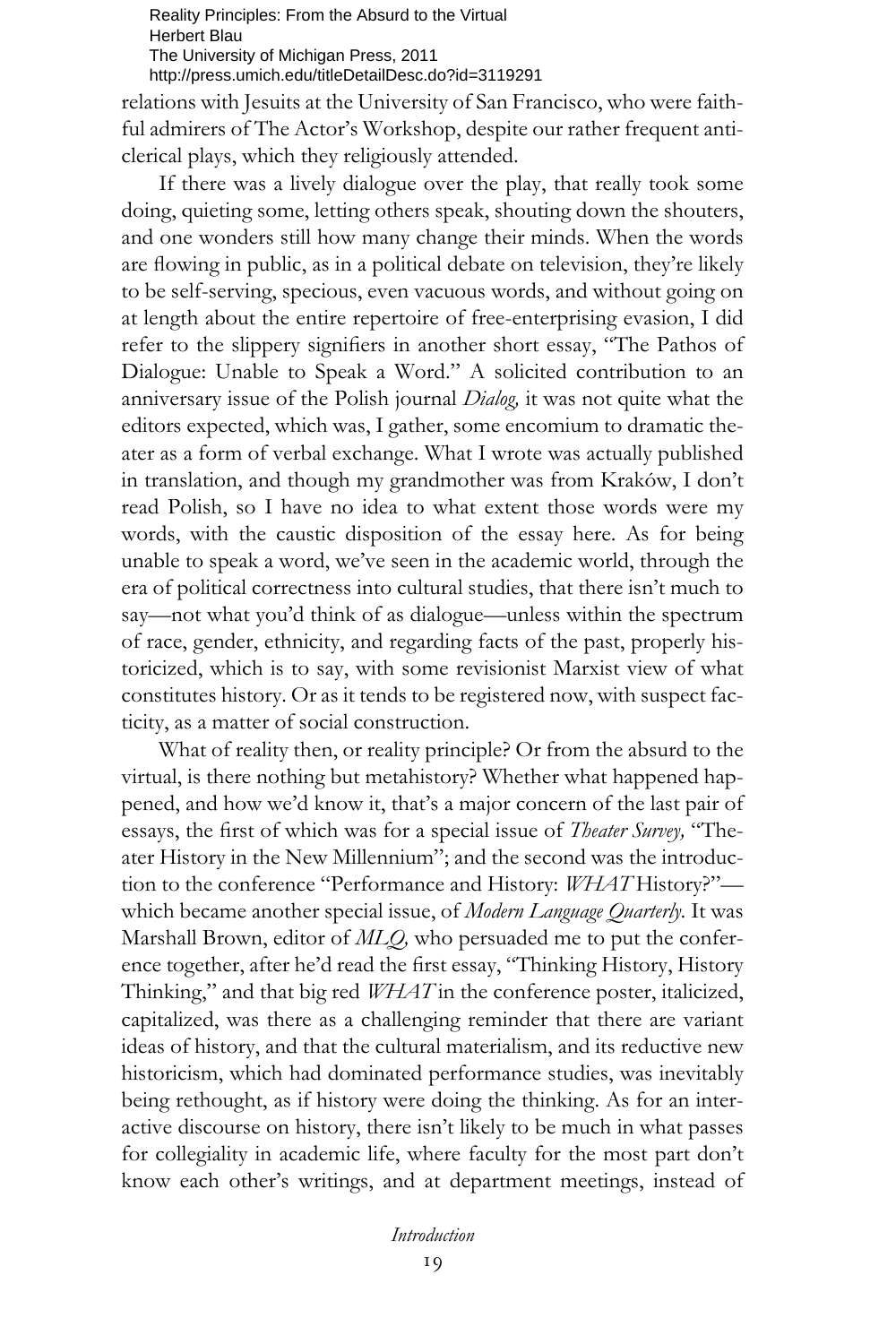relations with Jesuits at the University of San Francisco, who were faithful admirers of The Actor's Workshop, despite our rather frequent anticlerical plays, which they religiously attended.

If there was a lively dialogue over the play, that really took some doing, quieting some, letting others speak, shouting down the shouters, and one wonders still how many change their minds. When the words are flowing in public, as in a political debate on television, they're likely to be self-serving, specious, even vacuous words, and without going on at length about the entire repertoire of free-enterprising evasion, I did refer to the slippery signifiers in another short essay, "The Pathos of Dialogue: Unable to Speak a Word." A solicited contribution to an anniversary issue of the Polish journal *Dialog,* it was not quite what the editors expected, which was, I gather, some encomium to dramatic theater as a form of verbal exchange. What I wrote was actually published in translation, and though my grandmother was from Kraków, I don't read Polish, so I have no idea to what extent those words were my words, with the caustic disposition of the essay here. As for being unable to speak a word, we've seen in the academic world, through the era of political correctness into cultural studies, that there isn't much to say—not what you'd think of as dialogue—unless within the spectrum of race, gender, ethnicity, and regarding facts of the past, properly historicized, which is to say, with some revisionist Marxist view of what constitutes history. Or as it tends to be registered now, with suspect facticity, as a matter of social construction.

What of reality then, or reality principle? Or from the absurd to the virtual, is there nothing but metahistory? Whether what happened happened, and how we'd know it, that's a major concern of the last pair of essays, the first of which was for a special issue of *Theater Survey,* "Theater History in the New Millennium"; and the second was the introduction to the conference "Performance and History: *WHAT* History?"—which became another special issue, of *Modern Language Quarterly.* It was Marshall Brown, editor of *MLQ,* who persuaded me to put the conference together, after he'd read the first essay, "Thinking History, History Thinking," and that big red *WHAT* in the conference poster, italicized, capitalized, was there as a challenging reminder that there are variant ideas of history, and that the cultural materialism, and its reductive new historicism, which had dominated performance studies, was inevitably being rethought, as if history were doing the thinking. As for an interactive discourse on history, there isn't likely to be much in what passes for collegiality in academic life, where faculty for the most part don't know each other's writings, and at department meetings, instead of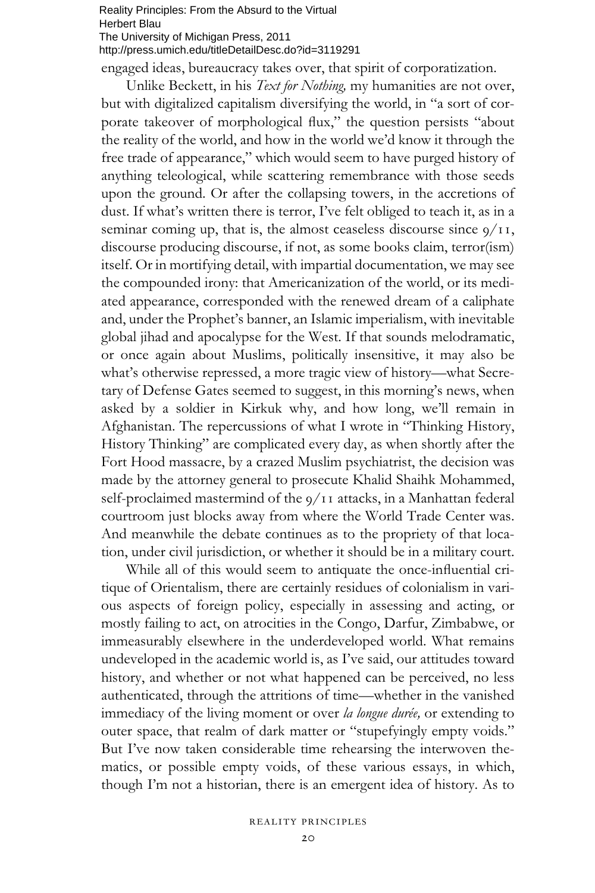engaged ideas, bureaucracy takes over, that spirit of corporatization.

Unlike Beckett, in his *Text for Nothing,* my humanities are not over, but with digitalized capitalism diversifying the world, in "a sort of corporate takeover of morphological flux," the question persists "about the reality of the world, and how in the world we'd know it through the free trade of appearance," which would seem to have purged history of anything teleological, while scattering remembrance with those seeds upon the ground. Or after the collapsing towers, in the accretions of dust. If what's written there is terror, I've felt obliged to teach it, as in a seminar coming up, that is, the almost ceaseless discourse since 9/11, discourse producing discourse, if not, as some books claim, terror(ism) itself. Or in mortifying detail, with impartial documentation, we may see the compounded irony: that Americanization of the world, or its mediated appearance, corresponded with the renewed dream of a caliphate and, under the Prophet's banner, an Islamic imperialism, with inevitable global jihad and apocalypse for the West. If that sounds melodramatic, or once again about Muslims, politically insensitive, it may also be what's otherwise repressed, a more tragic view of history—what Secretary of Defense Gates seemed to suggest, in this morning's news, when asked by a soldier in Kirkuk why, and how long, we'll remain in Afghanistan. The repercussions of what I wrote in "Thinking History, History Thinking" are complicated every day, as when shortly after the Fort Hood massacre, by a crazed Muslim psychiatrist, the decision was made by the attorney general to prosecute Khalid Shaihk Mohammed, self-proclaimed mastermind of the 9/11 attacks, in a Manhattan federal courtroom just blocks away from where the World Trade Center was. And meanwhile the debate continues as to the propriety of that location, under civil jurisdiction, or whether it should be in a military court.

While all of this would seem to antiquate the once-influential critique of Orientalism, there are certainly residues of colonialism in various aspects of foreign policy, especially in assessing and acting, or mostly failing to act, on atrocities in the Congo, Darfur, Zimbabwe, or immeasurably elsewhere in the underdeveloped world. What remains undeveloped in the academic world is, as I've said, our attitudes toward history, and whether or not what happened can be perceived, no less authenticated, through the attritions of time—whether in the vanished immediacy of the living moment or over *la longue durée,* or extending to outer space, that realm of dark matter or "stupefyingly empty voids." But I've now taken considerable time rehearsing the interwoven thematics, or possible empty voids, of these various essays, in which, though I'm not a historian, there is an emergent idea of history. As to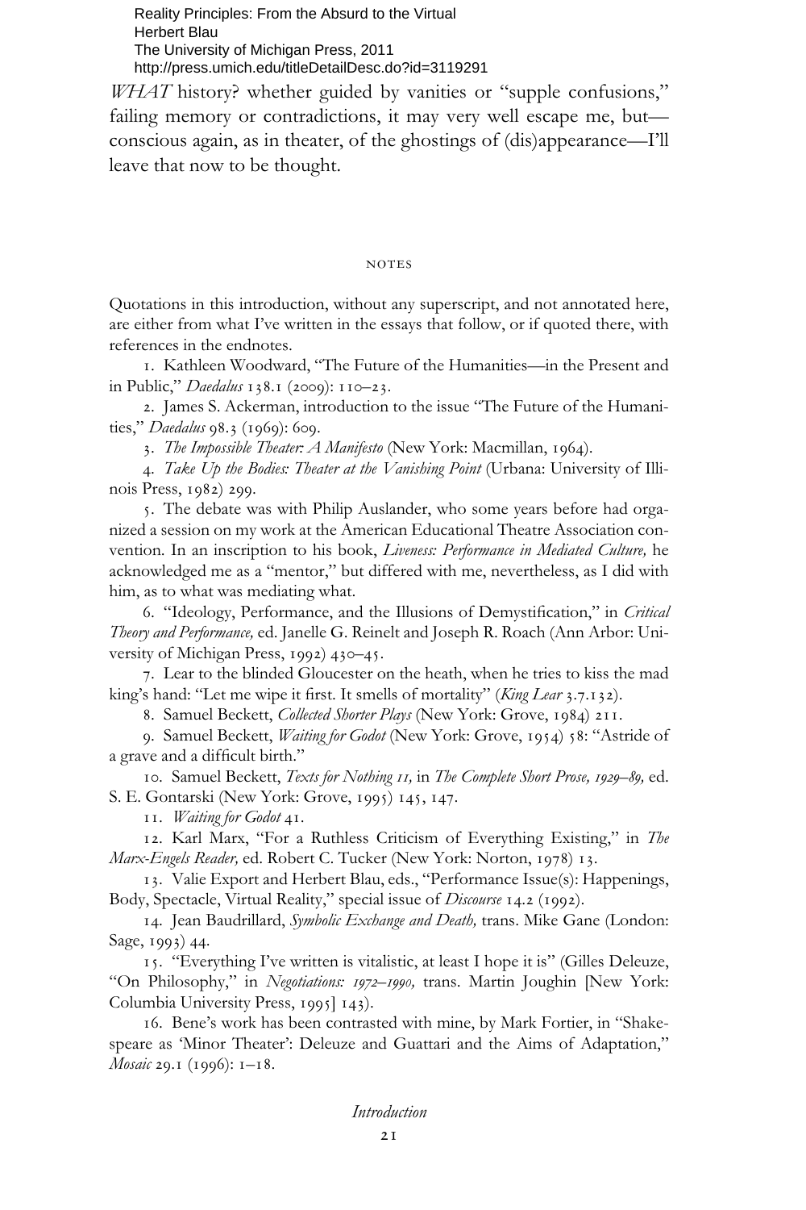*WHAT* history? whether guided by vanities or "supple confusions," failing memory or contradictions, it may very well escape me, but—conscious again, as in theater, of the ghostings of (dis)appearance—I'll leave that now to be thought.

## NOTES

Quotations in this introduction, without any superscript, and not annotated here, are either from what I've written in the essays that follow, or if quoted there, with references in the endnotes.

1. Kathleen Woodward, "The Future of the Humanities—in the Present and in Public," *Daedalus* 138.1 (2009): 110–23.

2. James S. Ackerman, introduction to the issue "The Future of the Humanities," *Daedalus* 98.3 (1969): 609.

3. *The Impossible Theater: A Manifesto* (New York: Macmillan, 1964).

4. *Take Up the Bodies: Theater at the Vanishing Point* (Urbana: University of Illinois Press, 1982) 299.

5. The debate was with Philip Auslander, who some years before had organized a session on my work at the American Educational Theatre Association convention. In an inscription to his book, *Liveness: Performance in Mediated Culture,* he acknowledged me as a "mentor," but differed with me, nevertheless, as I did with him, as to what was mediating what.

6. "Ideology, Performance, and the Illusions of Demystification," in *Critical Theory and Performance,* ed. Janelle G. Reinelt and Joseph R. Roach (Ann Arbor: University of Michigan Press, 1992) 430–45.

7. Lear to the blinded Gloucester on the heath, when he tries to kiss the mad king's hand: "Let me wipe it first. It smells of mortality" (*King Lear* 3.7.132).

8. Samuel Beckett, *Collected Shorter Plays* (New York: Grove, 1984) 211.

9. Samuel Beckett, *Waiting for Godot* (New York: Grove, 1954) 58: "Astride of a grave and a difficult birth."

10. Samuel Beckett, *Texts for Nothing 11,* in *The Complete Short Prose, 1929–89,* ed. S. E. Gontarski (New York: Grove, 1995) 145, 147.

11. *Waiting for Godot* 41.

12. Karl Marx, "For a Ruthless Criticism of Everything Existing," in *The Marx-Engels Reader,* ed. Robert C. Tucker (New York: Norton, 1978) 13.

13. Valie Export and Herbert Blau, eds., "Performance Issue(s): Happenings, Body, Spectacle, Virtual Reality," special issue of *Discourse* 14.2 (1992).

14. Jean Baudrillard, *Symbolic Exchange and Death,* trans. Mike Gane (London: Sage, 1993) 44.

15. "Everything I've written is vitalistic, at least I hope it is" (Gilles Deleuze, "On Philosophy," in *Negotiations: 1972–1990,* trans. Martin Joughin [New York: Columbia University Press, 1995] 143).

16. Bene's work has been contrasted with mine, by Mark Fortier, in "Shakespeare as 'Minor Theater': Deleuze and Guattari and the Aims of Adaptation," *Mosaic* 29.1 (1996): 1–18.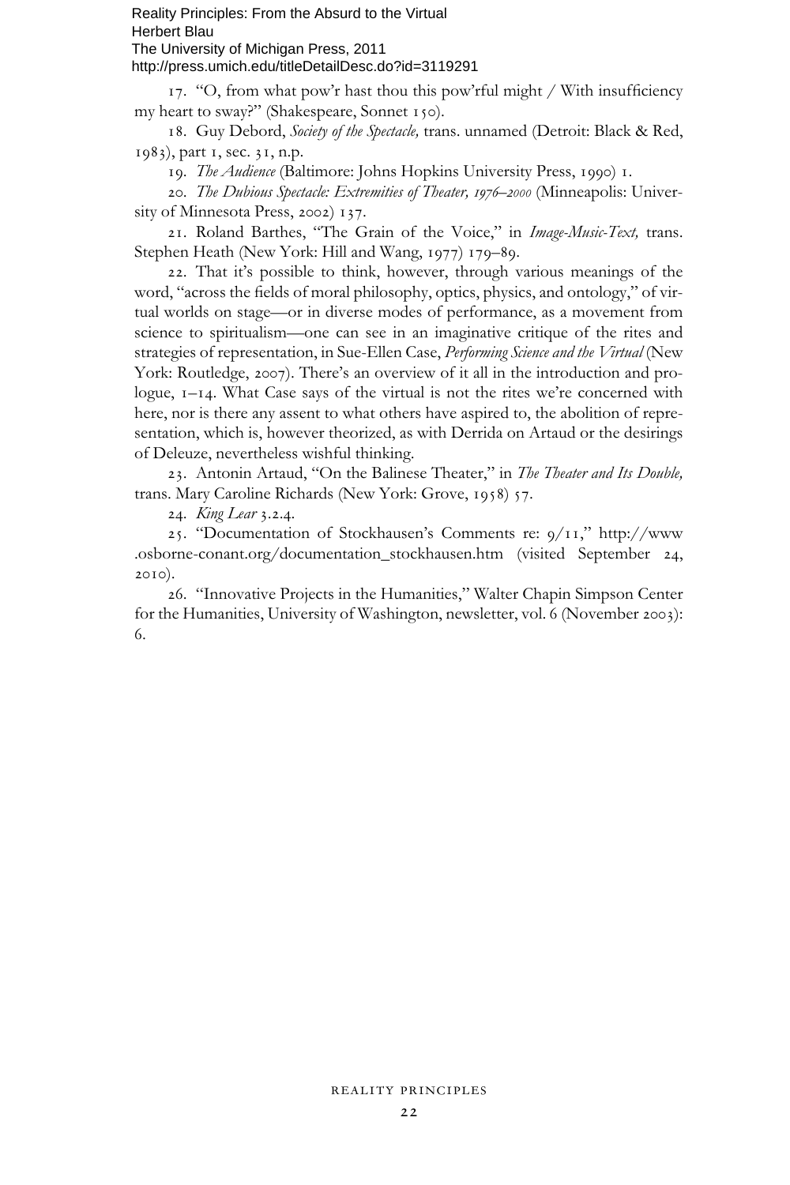17. "O, from what pow'r hast thou this pow'rful might / With insufficiency my heart to sway?" (Shakespeare, Sonnet 150).

18. Guy Debord, *Society of the Spectacle,* trans. unnamed (Detroit: Black & Red, 1983), part 1, sec. 31, n.p.

19. *The Audience* (Baltimore: Johns Hopkins University Press, 1990) 1.

20. *The Dubious Spectacle: Extremities of Theater, 1976–2000* (Minneapolis: University of Minnesota Press, 2002) 137.

21. Roland Barthes, "The Grain of the Voice," in *Image-Music-Text,* trans. Stephen Heath (New York: Hill and Wang, 1977) 179–89.

22. That it's possible to think, however, through various meanings of the word, "across the fields of moral philosophy, optics, physics, and ontology," of virtual worlds on stage—or in diverse modes of performance, as a movement from science to spiritualism—one can see in an imaginative critique of the rites and strategies of representation, in Sue-Ellen Case, *Performing Science and the Virtual* (New York: Routledge, 2007). There's an overview of it all in the introduction and prologue, 1–14. What Case says of the virtual is not the rites we're concerned with here, nor is there any assent to what others have aspired to, the abolition of representation, which is, however theorized, as with Derrida on Artaud or the desirings of Deleuze, nevertheless wishful thinking.

23. Antonin Artaud, "On the Balinese Theater," in *The Theater and Its Double,* trans. Mary Caroline Richards (New York: Grove, 1958) 57.

24. *King Lear* 3.2.4.

25. "Documentation of Stockhausen's Comments re: 9/11," http://www.osborne-conant.org/documentation_stockhausen.htm (visited September 24, 2010).

26. "Innovative Projects in the Humanities," Walter Chapin Simpson Center for the Humanities, University of Washington, newsletter, vol. 6 (November 2003): 6.